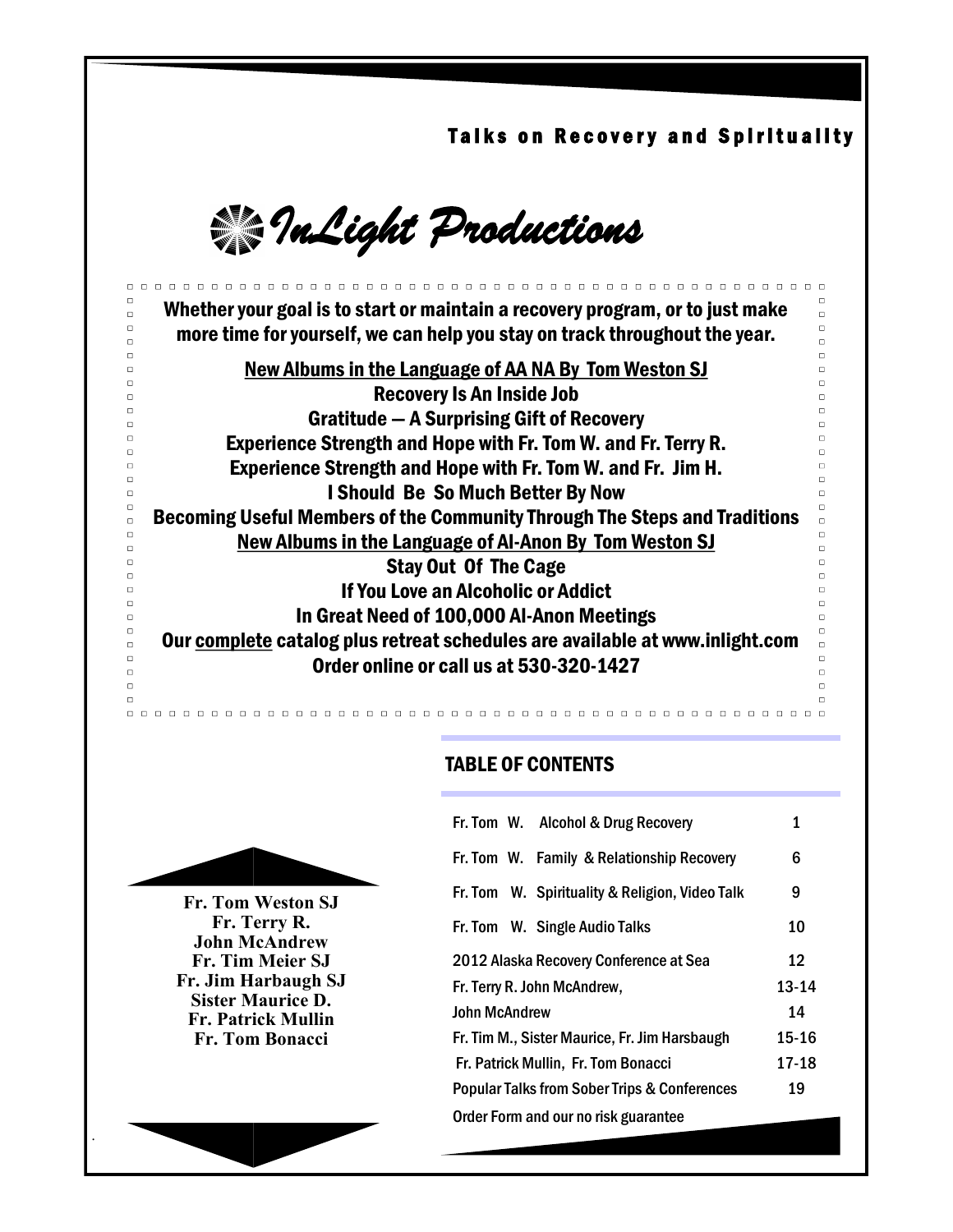Talks on Recovery and Spirituality

# InLight Productions

Whether your goal is to start or maintain a recovery program, or to just make more time for yourself, we can help you stay on track throughout the year.

**New Albums in the Language of AA NA By Tom Weston SJ**

Recovery Is An Inside Job

Gratitude — A Surprising Gift of Recovery

Experience Strength and Hope with Fr. Tom W. and Fr. Terry R.

Experience Strength and Hope with Fr. Tom W. and Fr. Jim H.

I Should Be So Much Better By Now

Becoming Useful Members of the Community Through The Steps and Traditions

**New Albums in the Language of Al-Anon By Tom Weston SJ**

Stay Out Of The Cage

If You Love an Alcoholic or Addict

In Great Need of 100,000 Al-Anon Meetings

Our complete catalog plus retreat schedules are available at www.inlight.com

Order online or call us at 530-320-1427

**Fr. Tom Weston SJ**
**Fr. Terry R.**
**John McAndrew**
**Fr. Tim Meier SJ**
**Fr. Jim Harbaugh SJ**
**Sister Maurice D.**
**Fr. Patrick Mullin**
**Fr. Tom Bonacci**

## TABLE OF CONTENTS

| | |
|---|---|
| Fr. Tom W. Alcohol & Drug Recovery | 1 |
| Fr. Tom W. Family & Relationship Recovery | 6 |
| Fr. Tom W. Spirituality & Religion, Video Talk | 9 |
| Fr. Tom W. Single Audio Talks | 10 |
| 2012 Alaska Recovery Conference at Sea | 12 |
| Fr. Terry R. John McAndrew, | 13-14 |
| John McAndrew | 14 |
| Fr. Tim M., Sister Maurice, Fr. Jim Harsbaugh | 15-16 |
| Fr. Patrick Mullin, Fr. Tom Bonacci | 17-18 |
| Popular Talks from Sober Trips & Conferences | 19 |
| Order Form and our no risk guarantee | |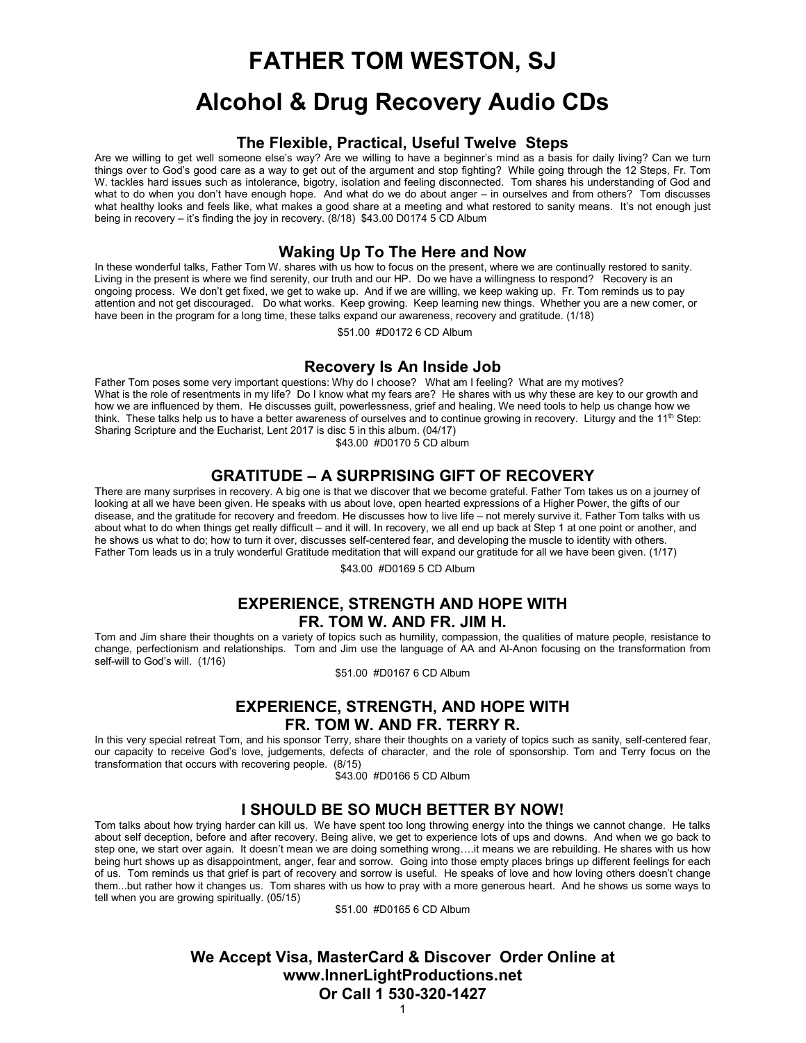# FATHER TOM WESTON, SJ

# Alcohol & Drug Recovery Audio CDs

### The Flexible, Practical, Useful Twelve Steps

Are we willing to get well someone else's way? Are we willing to have a beginner's mind as a basis for daily living? Can we turn things over to God's good care as a way to get out of the argument and stop fighting? While going through the 12 Steps, Fr. Tom W. tackles hard issues such as intolerance, bigotry, isolation and feeling disconnected. Tom shares his understanding of God and what to do when you don't have enough hope. And what do we do about anger – in ourselves and from others? Tom discusses what healthy looks and feels like, what makes a good share at a meeting and what restored to sanity means. It's not enough just being in recovery – it's finding the joy in recovery. (8/18) $43.00 D0174 5 CD Album

### Waking Up To The Here and Now

In these wonderful talks, Father Tom W. shares with us how to focus on the present, where we are continually restored to sanity. Living in the present is where we find serenity, our truth and our HP. Do we have a willingness to respond? Recovery is an ongoing process. We don't get fixed, we get to wake up. And if we are willing, we keep waking up. Fr. Tom reminds us to pay attention and not get discouraged. Do what works. Keep growing. Keep learning new things. Whether you are a new comer, or have been in the program for a long time, these talks expand our awareness, recovery and gratitude. (1/18)

$51.00 #D0172 6 CD Album

### Recovery Is An Inside Job

Father Tom poses some very important questions: Why do I choose? What am I feeling? What are my motives? What is the role of resentments in my life? Do I know what my fears are? He shares with us why these are key to our growth and how we are influenced by them. He discusses guilt, powerlessness, grief and healing. We need tools to help us change how we think. These talks help us to have a better awareness of ourselves and to continue growing in recovery. Liturgy and the 11th Step: Sharing Scripture and the Eucharist, Lent 2017 is disc 5 in this album. (04/17)

$43.00 #D0170 5 CD album

### GRATITUDE – A SURPRISING GIFT OF RECOVERY

There are many surprises in recovery. A big one is that we discover that we become grateful. Father Tom takes us on a journey of looking at all we have been given. He speaks with us about love, open hearted expressions of a Higher Power, the gifts of our disease, and the gratitude for recovery and freedom. He discusses how to live life – not merely survive it. Father Tom talks with us about what to do when things get really difficult – and it will. In recovery, we all end up back at Step 1 at one point or another, and he shows us what to do; how to turn it over, discusses self-centered fear, and developing the muscle to identity with others. Father Tom leads us in a truly wonderful Gratitude meditation that will expand our gratitude for all we have been given. (1/17)

$43.00 #D0169 5 CD Album

### EXPERIENCE, STRENGTH AND HOPE WITH FR. TOM W. AND FR. JIM H.

Tom and Jim share their thoughts on a variety of topics such as humility, compassion, the qualities of mature people, resistance to change, perfectionism and relationships. Tom and Jim use the language of AA and Al-Anon focusing on the transformation from self-will to God's will. (1/16)

$51.00 #D0167 6 CD Album

### EXPERIENCE, STRENGTH, AND HOPE WITH FR. TOM W. AND FR. TERRY R.

In this very special retreat Tom, and his sponsor Terry, share their thoughts on a variety of topics such as sanity, self-centered fear, our capacity to receive God's love, judgements, defects of character, and the role of sponsorship. Tom and Terry focus on the transformation that occurs with recovering people. (8/15)

$43.00 #D0166 5 CD Album

### I SHOULD BE SO MUCH BETTER BY NOW!

Tom talks about how trying harder can kill us. We have spent too long throwing energy into the things we cannot change. He talks about self deception, before and after recovery. Being alive, we get to experience lots of ups and downs. And when we go back to step one, we start over again. It doesn't mean we are doing something wrong….it means we are rebuilding. He shares with us how being hurt shows up as disappointment, anger, fear and sorrow. Going into those empty places brings up different feelings for each of us. Tom reminds us that grief is part of recovery and sorrow is useful. He speaks of love and how loving others doesn't change them...but rather how it changes us. Tom shares with us how to pray with a more generous heart. And he shows us some ways to tell when you are growing spiritually. (05/15)

$51.00 #D0165 6 CD Album

**We Accept Visa, MasterCard & Discover Order Online at www.InnerLightProductions.net Or Call 1 530-320-1427**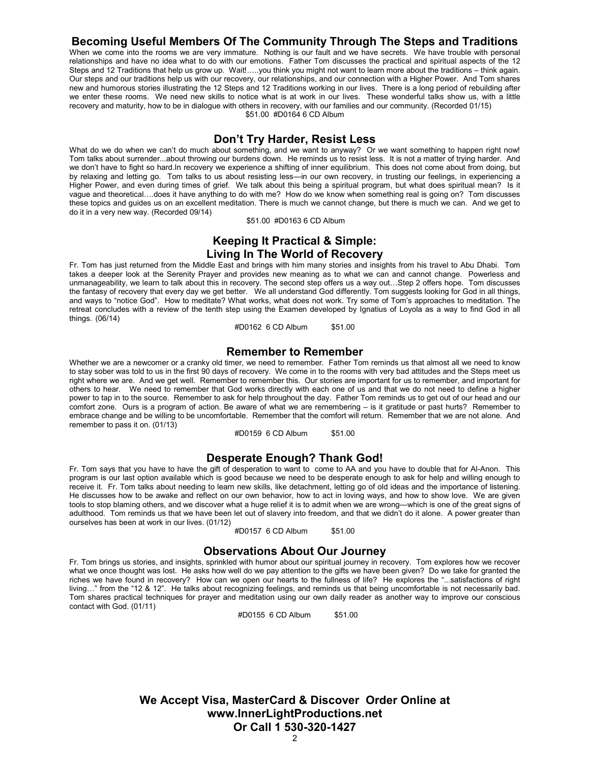## Becoming Useful Members Of The Community Through The Steps and Traditions

When we come into the rooms we are very immature. Nothing is our fault and we have secrets. We have trouble with personal relationships and have no idea what to do with our emotions. Father Tom discusses the practical and spiritual aspects of the 12 Steps and 12 Traditions that help us grow up. Wait!…..you think you might not want to learn more about the traditions – think again. Our steps and our traditions help us with our recovery, our relationships, and our connection with a Higher Power. And Tom shares new and humorous stories illustrating the 12 Steps and 12 Traditions working in our lives. There is a long period of rebuilding after we enter these rooms. We need new skills to notice what is at work in our lives. These wonderful talks show us, with a little recovery and maturity, how to be in dialogue with others in recovery, with our families and our community. (Recorded 01/15)

$51.00 #D0164 6 CD Album

## Don't Try Harder, Resist Less

What do we do when we can't do much about something, and we want to anyway? Or we want something to happen right now! Tom talks about surrender...about throwing our burdens down. He reminds us to resist less. It is not a matter of trying harder. And we don't have to fight so hard.In recovery we experience a shifting of inner equilibrium. This does not come about from doing, but by relaxing and letting go. Tom talks to us about resisting less—in our own recovery, in trusting our feelings, in experiencing a Higher Power, and even during times of grief. We talk about this being a spiritual program, but what does spiritual mean? Is it vague and theoretical….does it have anything to do with me? How do we know when something real is going on? Tom discusses these topics and guides us on an excellent meditation. There is much we cannot change, but there is much we can. And we get to do it in a very new way. (Recorded 09/14)

$51.00 #D0163 6 CD Album

## Keeping It Practical & Simple: Living In The World of Recovery

Fr. Tom has just returned from the Middle East and brings with him many stories and insights from his travel to Abu Dhabi. Tom takes a deeper look at the Serenity Prayer and provides new meaning as to what we can and cannot change. Powerless and unmanageability, we learn to talk about this in recovery. The second step offers us a way out…Step 2 offers hope. Tom discusses the fantasy of recovery that every day we get better. We all understand God differently. Tom suggests looking for God in all things, and ways to "notice God". How to meditate? What works, what does not work. Try some of Tom's approaches to meditation. The retreat concludes with a review of the tenth step using the Examen developed by Ignatius of Loyola as a way to find God in all things. (06/14)

#D0162 6 CD Album $51.00

## Remember to Remember

Whether we are a newcomer or a cranky old timer, we need to remember. Father Tom reminds us that almost all we need to know to stay sober was told to us in the first 90 days of recovery. We come in to the rooms with very bad attitudes and the Steps meet us right where we are. And we get well. Remember to remember this. Our stories are important for us to remember, and important for others to hear. We need to remember that God works directly with each one of us and that we do not need to define a higher power to tap in to the source. Remember to ask for help throughout the day. Father Tom reminds us to get out of our head and our comfort zone. Ours is a program of action. Be aware of what we are remembering – is it gratitude or past hurts? Remember to embrace change and be willing to be uncomfortable. Remember that the comfort will return. Remember that we are not alone. And remember to pass it on. (01/13)

#D0159 6 CD Album $51.00

## Desperate Enough? Thank God!

Fr. Tom says that you have to have the gift of desperation to want to come to AA and you have to double that for Al-Anon. This program is our last option available which is good because we need to be desperate enough to ask for help and willing enough to receive it. Fr. Tom talks about needing to learn new skills, like detachment, letting go of old ideas and the importance of listening. He discusses how to be awake and reflect on our own behavior, how to act in loving ways, and how to show love. We are given tools to stop blaming others, and we discover what a huge relief it is to admit when we are wrong—which is one of the great signs of adulthood. Tom reminds us that we have been let out of slavery into freedom, and that we didn't do it alone. A power greater than ourselves has been at work in our lives. (01/12)

#D0157 6 CD Album $51.00

## Observations About Our Journey

Fr. Tom brings us stories, and insights, sprinkled with humor about our spiritual journey in recovery. Tom explores how we recover what we once thought was lost. He asks how well do we pay attention to the gifts we have been given? Do we take for granted the riches we have found in recovery? How can we open our hearts to the fullness of life? He explores the "...satisfactions of right living…" from the "12 & 12". He talks about recognizing feelings, and reminds us that being uncomfortable is not necessarily bad. Tom shares practical techniques for prayer and meditation using our own daily reader as another way to improve our conscious contact with God. (01/11)

#D0155 6 CD Album $51.00

**We Accept Visa, MasterCard & Discover Order Online at www.InnerLightProductions.net Or Call 1 530-320-1427**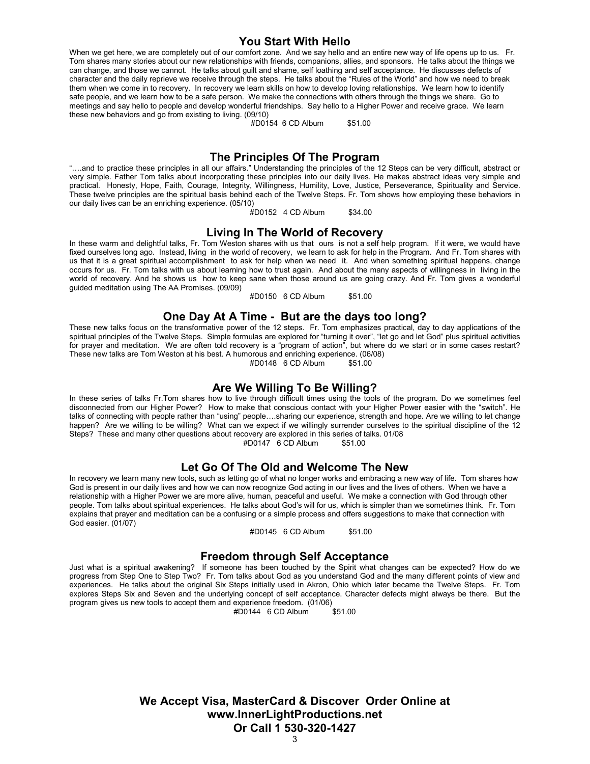## You Start With Hello

When we get here, we are completely out of our comfort zone. And we say hello and an entire new way of life opens up to us. Fr. Tom shares many stories about our new relationships with friends, companions, allies, and sponsors. He talks about the things we can change, and those we cannot. He talks about guilt and shame, self loathing and self acceptance. He discusses defects of character and the daily reprieve we receive through the steps. He talks about the "Rules of the World" and how we need to break them when we come in to recovery. In recovery we learn skills on how to develop loving relationships. We learn how to identify safe people, and we learn how to be a safe person. We make the connections with others through the things we share. Go to meetings and say hello to people and develop wonderful friendships. Say hello to a Higher Power and receive grace. We learn these new behaviors and go from existing to living. (09/10)

#D0154 6 CD Album $51.00

## The Principles Of The Program

"….and to practice these principles in all our affairs." Understanding the principles of the 12 Steps can be very difficult, abstract or very simple. Father Tom talks about incorporating these principles into our daily lives. He makes abstract ideas very simple and practical. Honesty, Hope, Faith, Courage, Integrity, Willingness, Humility, Love, Justice, Perseverance, Spirituality and Service. These twelve principles are the spiritual basis behind each of the Twelve Steps. Fr. Tom shows how employing these behaviors in our daily lives can be an enriching experience. (05/10)

#D0152 4 CD Album $34.00

## Living In The World of Recovery

In these warm and delightful talks, Fr. Tom Weston shares with us that ours is not a self help program. If it were, we would have fixed ourselves long ago. Instead, living in the world of recovery, we learn to ask for help in the Program. And Fr. Tom shares with us that it is a great spiritual accomplishment to ask for help when we need it. And when something spiritual happens, change occurs for us. Fr. Tom talks with us about learning how to trust again. And about the many aspects of willingness in living in the world of recovery. And he shows us how to keep sane when those around us are going crazy. And Fr. Tom gives a wonderful guided meditation using The AA Promises. (09/09)

#D0150 6 CD Album $51.00

## One Day At A Time - But are the days too long?

These new talks focus on the transformative power of the 12 steps. Fr. Tom emphasizes practical, day to day applications of the spiritual principles of the Twelve Steps. Simple formulas are explored for "turning it over", "let go and let God" plus spiritual activities for prayer and meditation. We are often told recovery is a "program of action", but where do we start or in some cases restart? These new talks are Tom Weston at his best. A humorous and enriching experience. (06/08)

#D0148 6 CD Album $51.00

## Are We Willing To Be Willing?

In these series of talks Fr.Tom shares how to live through difficult times using the tools of the program. Do we sometimes feel disconnected from our Higher Power? How to make that conscious contact with your Higher Power easier with the "switch". He talks of connecting with people rather than "using" people….sharing our experience, strength and hope. Are we willing to let change happen? Are we willing to be willing? What can we expect if we willingly surrender ourselves to the spiritual discipline of the 12 Steps? These and many other questions about recovery are explored in this series of talks. 01/08

#D0147 6 CD Album $51.00

## Let Go Of The Old and Welcome The New

In recovery we learn many new tools, such as letting go of what no longer works and embracing a new way of life. Tom shares how God is present in our daily lives and how we can now recognize God acting in our lives and the lives of others. When we have a relationship with a Higher Power we are more alive, human, peaceful and useful. We make a connection with God through other people. Tom talks about spiritual experiences. He talks about God's will for us, which is simpler than we sometimes think. Fr. Tom explains that prayer and meditation can be a confusing or a simple process and offers suggestions to make that connection with God easier. (01/07)

#D0145 6 CD Album $51.00

## Freedom through Self Acceptance

Just what is a spiritual awakening? If someone has been touched by the Spirit what changes can be expected? How do we progress from Step One to Step Two? Fr. Tom talks about God as you understand God and the many different points of view and experiences. He talks about the original Six Steps initially used in Akron, Ohio which later became the Twelve Steps. Fr. Tom explores Steps Six and Seven and the underlying concept of self acceptance. Character defects might always be there. But the program gives us new tools to accept them and experience freedom. (01/06)

#D0144 6 CD Album $51.00

**We Accept Visa, MasterCard & Discover Order Online at www.InnerLightProductions.net Or Call 1 530-320-1427**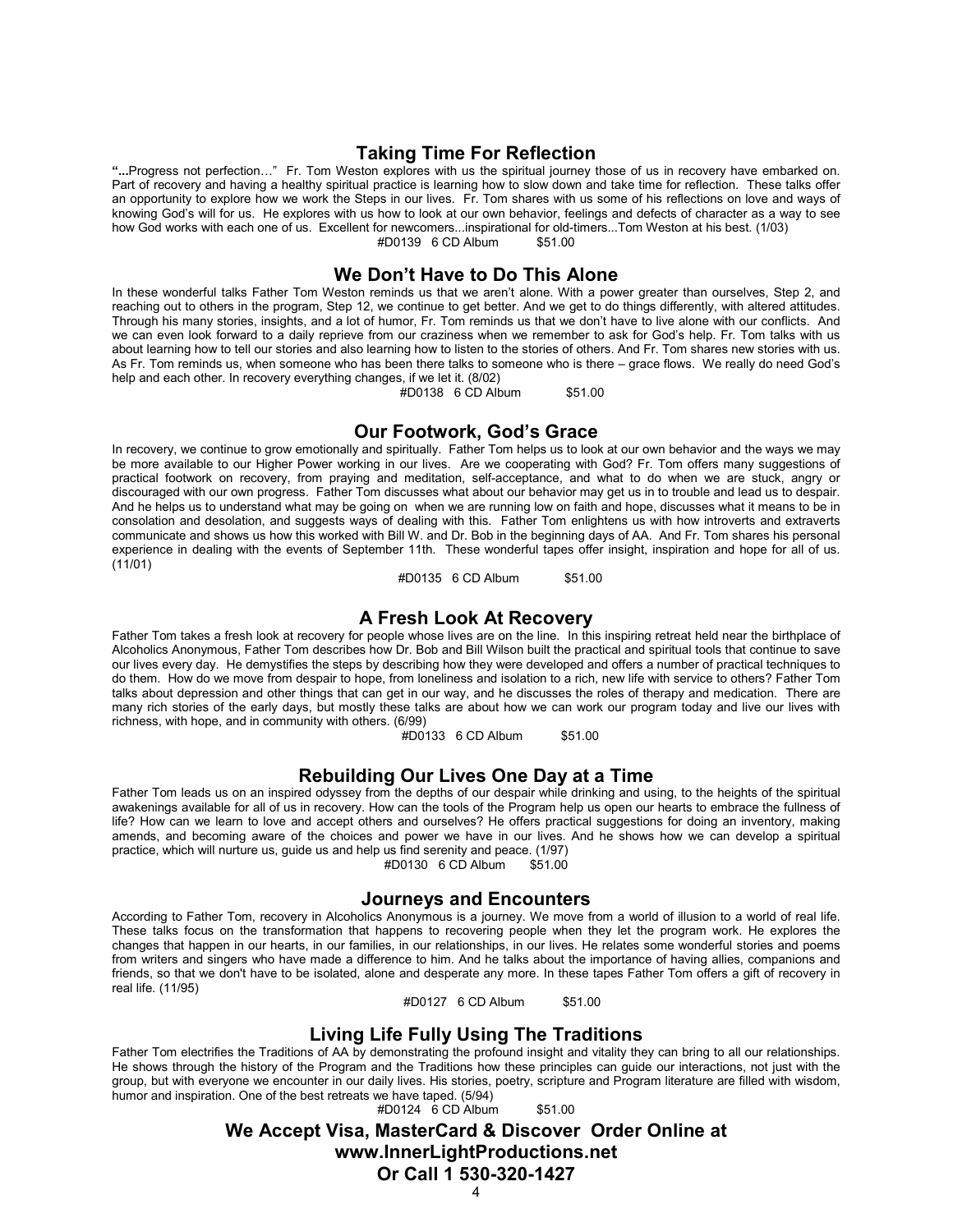## Taking Time For Reflection

"...Progress not perfection…" Fr. Tom Weston explores with us the spiritual journey those of us in recovery have embarked on. Part of recovery and having a healthy spiritual practice is learning how to slow down and take time for reflection. These talks offer an opportunity to explore how we work the Steps in our lives. Fr. Tom shares with us some of his reflections on love and ways of knowing God's will for us. He explores with us how to look at our own behavior, feelings and defects of character as a way to see how God works with each one of us. Excellent for newcomers...inspirational for old-timers...Tom Weston at his best. (1/03)

#D0139 6 CD Album $51.00

## We Don't Have to Do This Alone

In these wonderful talks Father Tom Weston reminds us that we aren't alone. With a power greater than ourselves, Step 2, and reaching out to others in the program, Step 12, we continue to get better. And we get to do things differently, with altered attitudes. Through his many stories, insights, and a lot of humor, Fr. Tom reminds us that we don't have to live alone with our conflicts. And we can even look forward to a daily reprieve from our craziness when we remember to ask for God's help. Fr. Tom talks with us about learning how to tell our stories and also learning how to listen to the stories of others. And Fr. Tom shares new stories with us. As Fr. Tom reminds us, when someone who has been there talks to someone who is there – grace flows. We really do need God's help and each other. In recovery everything changes, if we let it. (8/02)

#D0138 6 CD Album $51.00

## Our Footwork, God's Grace

In recovery, we continue to grow emotionally and spiritually. Father Tom helps us to look at our own behavior and the ways we may be more available to our Higher Power working in our lives. Are we cooperating with God? Fr. Tom offers many suggestions of practical footwork on recovery, from praying and meditation, self-acceptance, and what to do when we are stuck, angry or discouraged with our own progress. Father Tom discusses what about our behavior may get us in to trouble and lead us to despair. And he helps us to understand what may be going on when we are running low on faith and hope, discusses what it means to be in consolation and desolation, and suggests ways of dealing with this. Father Tom enlightens us with how introverts and extraverts communicate and shows us how this worked with Bill W. and Dr. Bob in the beginning days of AA. And Fr. Tom shares his personal experience in dealing with the events of September 11th. These wonderful tapes offer insight, inspiration and hope for all of us. (11/01)

#D0135 6 CD Album $51.00

## A Fresh Look At Recovery

Father Tom takes a fresh look at recovery for people whose lives are on the line. In this inspiring retreat held near the birthplace of Alcoholics Anonymous, Father Tom describes how Dr. Bob and Bill Wilson built the practical and spiritual tools that continue to save our lives every day. He demystifies the steps by describing how they were developed and offers a number of practical techniques to do them. How do we move from despair to hope, from loneliness and isolation to a rich, new life with service to others? Father Tom talks about depression and other things that can get in our way, and he discusses the roles of therapy and medication. There are many rich stories of the early days, but mostly these talks are about how we can work our program today and live our lives with richness, with hope, and in community with others. (6/99)

#D0133 6 CD Album $51.00

## Rebuilding Our Lives One Day at a Time

Father Tom leads us on an inspired odyssey from the depths of our despair while drinking and using, to the heights of the spiritual awakenings available for all of us in recovery. How can the tools of the Program help us open our hearts to embrace the fullness of life? How can we learn to love and accept others and ourselves? He offers practical suggestions for doing an inventory, making amends, and becoming aware of the choices and power we have in our lives. And he shows how we can develop a spiritual practice, which will nurture us, guide us and help us find serenity and peace. (1/97)

#D0130 6 CD Album $51.00

## Journeys and Encounters

According to Father Tom, recovery in Alcoholics Anonymous is a journey. We move from a world of illusion to a world of real life. These talks focus on the transformation that happens to recovering people when they let the program work. He explores the changes that happen in our hearts, in our families, in our relationships, in our lives. He relates some wonderful stories and poems from writers and singers who have made a difference to him. And he talks about the importance of having allies, companions and friends, so that we don't have to be isolated, alone and desperate any more. In these tapes Father Tom offers a gift of recovery in real life. (11/95)

#D0127 6 CD Album $51.00

## Living Life Fully Using The Traditions

Father Tom electrifies the Traditions of AA by demonstrating the profound insight and vitality they can bring to all our relationships. He shows through the history of the Program and the Traditions how these principles can guide our interactions, not just with the group, but with everyone we encounter in our daily lives. His stories, poetry, scripture and Program literature are filled with wisdom, humor and inspiration. One of the best retreats we have taped. (5/94)

#D0124 6 CD Album $51.00

**We Accept Visa, MasterCard & Discover Order Online at www.InnerLightProductions.net Or Call 1 530-320-1427**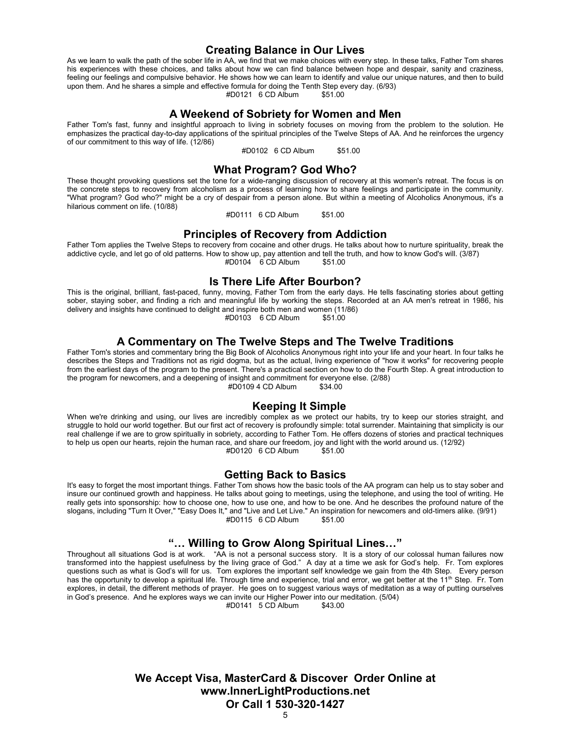## Creating Balance in Our Lives

As we learn to walk the path of the sober life in AA, we find that we make choices with every step. In these talks, Father Tom shares his experiences with these choices, and talks about how we can find balance between hope and despair, sanity and craziness, feeling our feelings and compulsive behavior. He shows how we can learn to identify and value our unique natures, and then to build upon them. And he shares a simple and effective formula for doing the Tenth Step every day. (6/93)

#D0121 6 CD Album $51.00

## A Weekend of Sobriety for Women and Men

Father Tom's fast, funny and insightful approach to living in sobriety focuses on moving from the problem to the solution. He emphasizes the practical day-to-day applications of the spiritual principles of the Twelve Steps of AA. And he reinforces the urgency of our commitment to this way of life. (12/86)

#D0102 6 CD Album $51.00

## What Program? God Who?

These thought provoking questions set the tone for a wide-ranging discussion of recovery at this women's retreat. The focus is on the concrete steps to recovery from alcoholism as a process of learning how to share feelings and participate in the community. "What program? God who?" might be a cry of despair from a person alone. But within a meeting of Alcoholics Anonymous, it's a hilarious comment on life. (10/88)

#D0111 6 CD Album $51.00

## Principles of Recovery from Addiction

Father Tom applies the Twelve Steps to recovery from cocaine and other drugs. He talks about how to nurture spirituality, break the addictive cycle, and let go of old patterns. How to show up, pay attention and tell the truth, and how to know God's will. (3/87)

#D0104 6 CD Album $51.00

## Is There Life After Bourbon?

This is the original, brilliant, fast-paced, funny, moving, Father Tom from the early days. He tells fascinating stories about getting sober, staying sober, and finding a rich and meaningful life by working the steps. Recorded at an AA men's retreat in 1986, his delivery and insights have continued to delight and inspire both men and women (11/86)

#D0103 6 CD Album $51.00

## A Commentary on The Twelve Steps and The Twelve Traditions

Father Tom's stories and commentary bring the Big Book of Alcoholics Anonymous right into your life and your heart. In four talks he describes the Steps and Traditions not as rigid dogma, but as the actual, living experience of "how it works" for recovering people from the earliest days of the program to the present. There's a practical section on how to do the Fourth Step. A great introduction to the program for newcomers, and a deepening of insight and commitment for everyone else. (2/88)

#D0109 4 CD Album $34.00

## Keeping It Simple

When we're drinking and using, our lives are incredibly complex as we protect our habits, try to keep our stories straight, and struggle to hold our world together. But our first act of recovery is profoundly simple: total surrender. Maintaining that simplicity is our real challenge if we are to grow spiritually in sobriety, according to Father Tom. He offers dozens of stories and practical techniques to help us open our hearts, rejoin the human race, and share our freedom, joy and light with the world around us. (12/92)

#D0120 6 CD Album $51.00

## Getting Back to Basics

It's easy to forget the most important things. Father Tom shows how the basic tools of the AA program can help us to stay sober and insure our continued growth and happiness. He talks about going to meetings, using the telephone, and using the tool of writing. He really gets into sponsorship: how to choose one, how to use one, and how to be one. And he describes the profound nature of the slogans, including "Turn It Over," "Easy Does It," and "Live and Let Live." An inspiration for newcomers and old-timers alike. (9/91)

#D0115 6 CD Album $51.00

## "… Willing to Grow Along Spiritual Lines…"

Throughout all situations God is at work. "AA is not a personal success story. It is a story of our colossal human failures now transformed into the happiest usefulness by the living grace of God." A day at a time we ask for God's help. Fr. Tom explores questions such as what is God's will for us. Tom explores the important self knowledge we gain from the 4th Step. Every person has the opportunity to develop a spiritual life. Through time and experience, trial and error, we get better at the 11th Step. Fr. Tom explores, in detail, the different methods of prayer. He goes on to suggest various ways of meditation as a way of putting ourselves in God's presence. And he explores ways we can invite our Higher Power into our meditation. (5/04)

#D0141 5 CD Album $43.00

**We Accept Visa, MasterCard & Discover Order Online at www.InnerLightProductions.net Or Call 1 530-320-1427**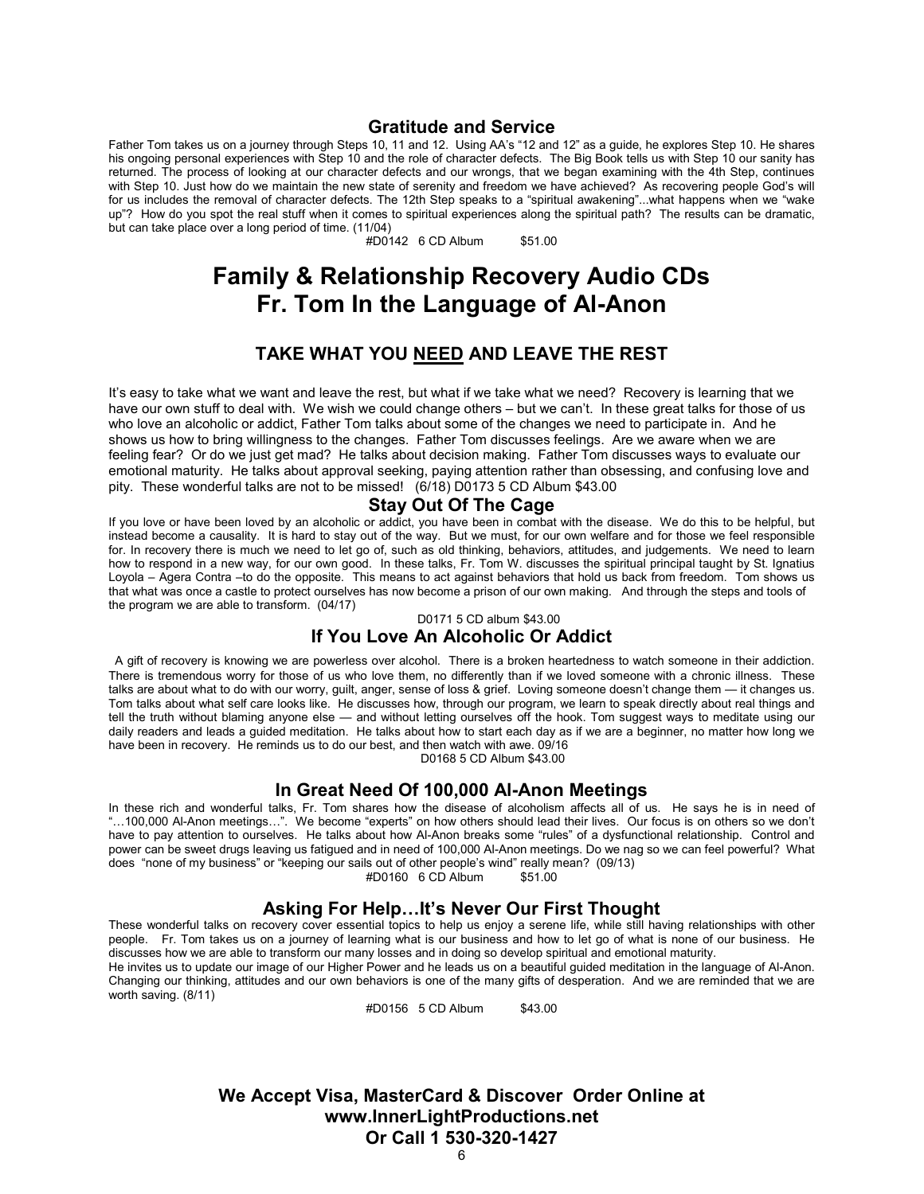### Gratitude and Service

Father Tom takes us on a journey through Steps 10, 11 and 12. Using AA's "12 and 12" as a guide, he explores Step 10. He shares his ongoing personal experiences with Step 10 and the role of character defects. The Big Book tells us with Step 10 our sanity has returned. The process of looking at our character defects and our wrongs, that we began examining with the 4th Step, continues with Step 10. Just how do we maintain the new state of serenity and freedom we have achieved? As recovering people God's will for us includes the removal of character defects. The 12th Step speaks to a "spiritual awakening"...what happens when we "wake up"? How do you spot the real stuff when it comes to spiritual experiences along the spiritual path? The results can be dramatic, but can take place over a long period of time. (11/04)

#D0142 6 CD Album $51.00

# Family & Relationship Recovery Audio CDs
# Fr. Tom In the Language of Al-Anon

## TAKE WHAT YOU NEED AND LEAVE THE REST

It's easy to take what we want and leave the rest, but what if we take what we need? Recovery is learning that we have our own stuff to deal with. We wish we could change others – but we can't. In these great talks for those of us who love an alcoholic or addict, Father Tom talks about some of the changes we need to participate in. And he shows us how to bring willingness to the changes. Father Tom discusses feelings. Are we aware when we are feeling fear? Or do we just get mad? He talks about decision making. Father Tom discusses ways to evaluate our emotional maturity. He talks about approval seeking, paying attention rather than obsessing, and confusing love and pity. These wonderful talks are not to be missed! (6/18) D0173 5 CD Album $43.00

### Stay Out Of The Cage

If you love or have been loved by an alcoholic or addict, you have been in combat with the disease. We do this to be helpful, but instead become a causality. It is hard to stay out of the way. But we must, for our own welfare and for those we feel responsible for. In recovery there is much we need to let go of, such as old thinking, behaviors, attitudes, and judgements. We need to learn how to respond in a new way, for our own good. In these talks, Fr. Tom W. discusses the spiritual principal taught by St. Ignatius Loyola – Agera Contra –to do the opposite. This means to act against behaviors that hold us back from freedom. Tom shows us that what was once a castle to protect ourselves has now become a prison of our own making. And through the steps and tools of the program we are able to transform. (04/17)

D0171 5 CD album $43.00

### If You Love An Alcoholic Or Addict

A gift of recovery is knowing we are powerless over alcohol. There is a broken heartedness to watch someone in their addiction. There is tremendous worry for those of us who love them, no differently than if we loved someone with a chronic illness. These talks are about what to do with our worry, guilt, anger, sense of loss & grief. Loving someone doesn't change them — it changes us. Tom talks about what self care looks like. He discusses how, through our program, we learn to speak directly about real things and tell the truth without blaming anyone else — and without letting ourselves off the hook. Tom suggest ways to meditate using our daily readers and leads a guided meditation. He talks about how to start each day as if we are a beginner, no matter how long we have been in recovery. He reminds us to do our best, and then watch with awe. 09/16

D0168 5 CD Album $43.00

### In Great Need Of 100,000 Al-Anon Meetings

In these rich and wonderful talks, Fr. Tom shares how the disease of alcoholism affects all of us. He says he is in need of "…100,000 Al-Anon meetings…". We become "experts" on how others should lead their lives. Our focus is on others so we don't have to pay attention to ourselves. He talks about how Al-Anon breaks some "rules" of a dysfunctional relationship. Control and power can be sweet drugs leaving us fatigued and in need of 100,000 Al-Anon meetings. Do we nag so we can feel powerful? What does "none of my business" or "keeping our sails out of other people's wind" really mean? (09/13)

#D0160 6 CD Album $51.00

### Asking For Help…It's Never Our First Thought

These wonderful talks on recovery cover essential topics to help us enjoy a serene life, while still having relationships with other people. Fr. Tom takes us on a journey of learning what is our business and how to let go of what is none of our business. He discusses how we are able to transform our many losses and in doing so develop spiritual and emotional maturity.

He invites us to update our image of our Higher Power and he leads us on a beautiful guided meditation in the language of Al-Anon. Changing our thinking, attitudes and our own behaviors is one of the many gifts of desperation. And we are reminded that we are worth saving. (8/11)

#D0156 5 CD Album $43.00

**We Accept Visa, MasterCard & Discover Order Online at www.InnerLightProductions.net Or Call 1 530-320-1427**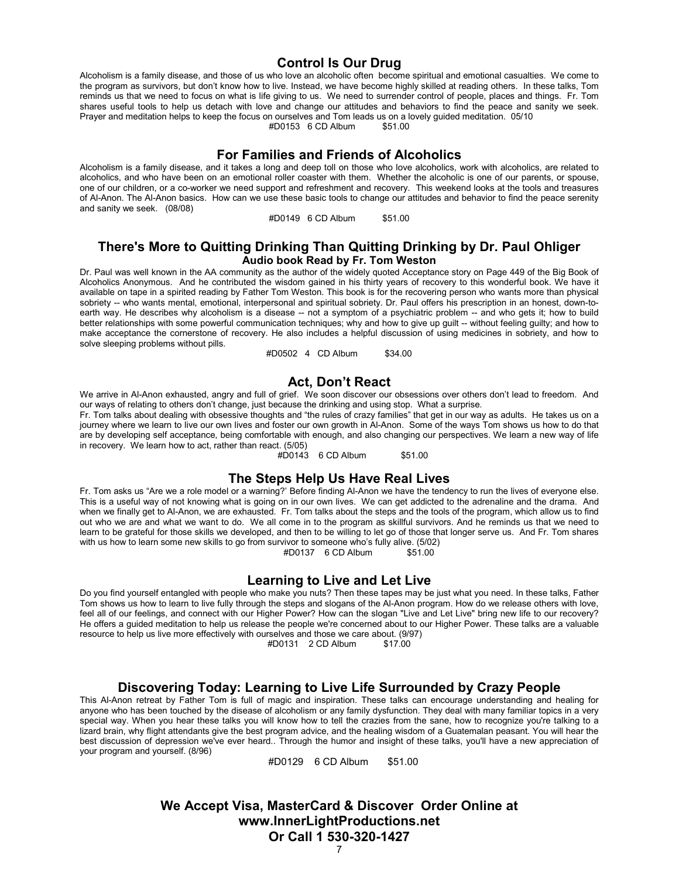## Control Is Our Drug

Alcoholism is a family disease, and those of us who love an alcoholic often become spiritual and emotional casualties. We come to the program as survivors, but don't know how to live. Instead, we have become highly skilled at reading others. In these talks, Tom reminds us that we need to focus on what is life giving to us. We need to surrender control of people, places and things. Fr. Tom shares useful tools to help us detach with love and change our attitudes and behaviors to find the peace and sanity we seek. Prayer and meditation helps to keep the focus on ourselves and Tom leads us on a lovely guided meditation. 05/10

#D0153 6 CD Album $51.00

## For Families and Friends of Alcoholics

Alcoholism is a family disease, and it takes a long and deep toll on those who love alcoholics, work with alcoholics, are related to alcoholics, and who have been on an emotional roller coaster with them. Whether the alcoholic is one of our parents, or spouse, one of our children, or a co-worker we need support and refreshment and recovery. This weekend looks at the tools and treasures of Al-Anon. The Al-Anon basics. How can we use these basic tools to change our attitudes and behavior to find the peace serenity and sanity we seek. (08/08)

#D0149 6 CD Album $51.00

## There's More to Quitting Drinking Than Quitting Drinking by Dr. Paul Ohliger

**Audio book Read by Fr. Tom Weston**

Dr. Paul was well known in the AA community as the author of the widely quoted Acceptance story on Page 449 of the Big Book of Alcoholics Anonymous. And he contributed the wisdom gained in his thirty years of recovery to this wonderful book. We have it available on tape in a spirited reading by Father Tom Weston. This book is for the recovering person who wants more than physical sobriety -- who wants mental, emotional, interpersonal and spiritual sobriety. Dr. Paul offers his prescription in an honest, down-to-earth way. He describes why alcoholism is a disease -- not a symptom of a psychiatric problem -- and who gets it; how to build better relationships with some powerful communication techniques; why and how to give up guilt -- without feeling guilty; and how to make acceptance the cornerstone of recovery. He also includes a helpful discussion of using medicines in sobriety, and how to solve sleeping problems without pills.

#D0502 4 CD Album $34.00

## Act, Don't React

We arrive in Al-Anon exhausted, angry and full of grief. We soon discover our obsessions over others don't lead to freedom. And our ways of relating to others don't change, just because the drinking and using stop. What a surprise.

Fr. Tom talks about dealing with obsessive thoughts and "the rules of crazy families" that get in our way as adults. He takes us on a journey where we learn to live our own lives and foster our own growth in Al-Anon. Some of the ways Tom shows us how to do that are by developing self acceptance, being comfortable with enough, and also changing our perspectives. We learn a new way of life in recovery. We learn how to act, rather than react. (5/05)

#D0143 6 CD Album $51.00

## The Steps Help Us Have Real Lives

Fr. Tom asks us "Are we a role model or a warning?' Before finding Al-Anon we have the tendency to run the lives of everyone else. This is a useful way of not knowing what is going on in our own lives. We can get addicted to the adrenaline and the drama. And when we finally get to Al-Anon, we are exhausted. Fr. Tom talks about the steps and the tools of the program, which allow us to find out who we are and what we want to do. We all come in to the program as skillful survivors. And he reminds us that we need to learn to be grateful for those skills we developed, and then to be willing to let go of those that longer serve us. And Fr. Tom shares with us how to learn some new skills to go from survivor to someone who's fully alive. (5/02)

#D0137 6 CD Album $51.00

## Learning to Live and Let Live

Do you find yourself entangled with people who make you nuts? Then these tapes may be just what you need. In these talks, Father Tom shows us how to learn to live fully through the steps and slogans of the Al-Anon program. How do we release others with love, feel all of our feelings, and connect with our Higher Power? How can the slogan "Live and Let Live" bring new life to our recovery? He offers a guided meditation to help us release the people we're concerned about to our Higher Power. These talks are a valuable resource to help us live more effectively with ourselves and those we care about. (9/97)

#D0131 2 CD Album $17.00

## Discovering Today: Learning to Live Life Surrounded by Crazy People

This Al-Anon retreat by Father Tom is full of magic and inspiration. These talks can encourage understanding and healing for anyone who has been touched by the disease of alcoholism or any family dysfunction. They deal with many familiar topics in a very special way. When you hear these talks you will know how to tell the crazies from the sane, how to recognize you're talking to a lizard brain, why flight attendants give the best program advice, and the healing wisdom of a Guatemalan peasant. You will hear the best discussion of depression we've ever heard.. Through the humor and insight of these talks, you'll have a new appreciation of your program and yourself. (8/96)

#D0129 6 CD Album $51.00

**We Accept Visa, MasterCard & Discover Order Online at www.InnerLightProductions.net Or Call 1 530-320-1427**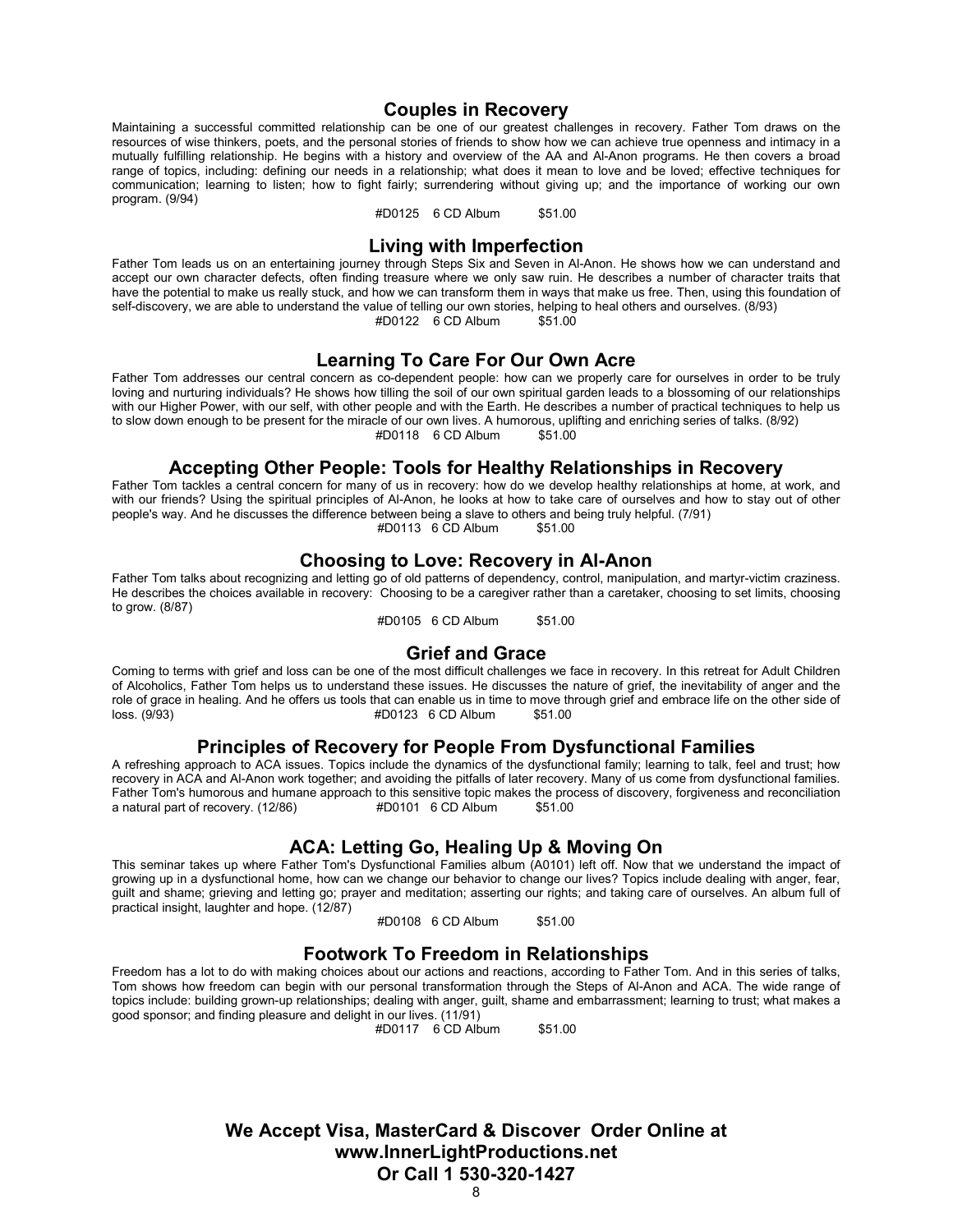## Couples in Recovery

Maintaining a successful committed relationship can be one of our greatest challenges in recovery. Father Tom draws on the resources of wise thinkers, poets, and the personal stories of friends to show how we can achieve true openness and intimacy in a mutually fulfilling relationship. He begins with a history and overview of the AA and Al-Anon programs. He then covers a broad range of topics, including: defining our needs in a relationship; what does it mean to love and be loved; effective techniques for communication; learning to listen; how to fight fairly; surrendering without giving up; and the importance of working our own program. (9/94)

#D0125 6 CD Album $51.00

## Living with Imperfection

Father Tom leads us on an entertaining journey through Steps Six and Seven in Al-Anon. He shows how we can understand and accept our own character defects, often finding treasure where we only saw ruin. He describes a number of character traits that have the potential to make us really stuck, and how we can transform them in ways that make us free. Then, using this foundation of self-discovery, we are able to understand the value of telling our own stories, helping to heal others and ourselves. (8/93)

#D0122 6 CD Album $51.00

## Learning To Care For Our Own Acre

Father Tom addresses our central concern as co-dependent people: how can we properly care for ourselves in order to be truly loving and nurturing individuals? He shows how tilling the soil of our own spiritual garden leads to a blossoming of our relationships with our Higher Power, with our self, with other people and with the Earth. He describes a number of practical techniques to help us to slow down enough to be present for the miracle of our own lives. A humorous, uplifting and enriching series of talks. (8/92)

#D0118 6 CD Album $51.00

## Accepting Other People: Tools for Healthy Relationships in Recovery

Father Tom tackles a central concern for many of us in recovery: how do we develop healthy relationships at home, at work, and with our friends? Using the spiritual principles of Al-Anon, he looks at how to take care of ourselves and how to stay out of other people's way. And he discusses the difference between being a slave to others and being truly helpful. (7/91)

#D0113 6 CD Album $51.00

## Choosing to Love: Recovery in Al-Anon

Father Tom talks about recognizing and letting go of old patterns of dependency, control, manipulation, and martyr-victim craziness. He describes the choices available in recovery: Choosing to be a caregiver rather than a caretaker, choosing to set limits, choosing to grow. (8/87)

#D0105 6 CD Album $51.00

## Grief and Grace

Coming to terms with grief and loss can be one of the most difficult challenges we face in recovery. In this retreat for Adult Children of Alcoholics, Father Tom helps us to understand these issues. He discusses the nature of grief, the inevitability of anger and the role of grace in healing. And he offers us tools that can enable us in time to move through grief and embrace life on the other side of loss. (9/93) #D0123 6 CD Album $51.00

## Principles of Recovery for People From Dysfunctional Families

A refreshing approach to ACA issues. Topics include the dynamics of the dysfunctional family; learning to talk, feel and trust; how recovery in ACA and Al-Anon work together; and avoiding the pitfalls of later recovery. Many of us come from dysfunctional families. Father Tom's humorous and humane approach to this sensitive topic makes the process of discovery, forgiveness and reconciliation a natural part of recovery. (12/86) #D0101 6 CD Album $51.00

## ACA: Letting Go, Healing Up & Moving On

This seminar takes up where Father Tom's Dysfunctional Families album (A0101) left off. Now that we understand the impact of growing up in a dysfunctional home, how can we change our behavior to change our lives? Topics include dealing with anger, fear, guilt and shame; grieving and letting go; prayer and meditation; asserting our rights; and taking care of ourselves. An album full of practical insight, laughter and hope. (12/87)

#D0108 6 CD Album $51.00

## Footwork To Freedom in Relationships

Freedom has a lot to do with making choices about our actions and reactions, according to Father Tom. And in this series of talks, Tom shows how freedom can begin with our personal transformation through the Steps of Al-Anon and ACA. The wide range of topics include: building grown-up relationships; dealing with anger, guilt, shame and embarrassment; learning to trust; what makes a good sponsor; and finding pleasure and delight in our lives. (11/91)

#D0117 6 CD Album $51.00

**We Accept Visa, MasterCard & Discover Order Online at**
**www.InnerLightProductions.net**
**Or Call 1 530-320-1427**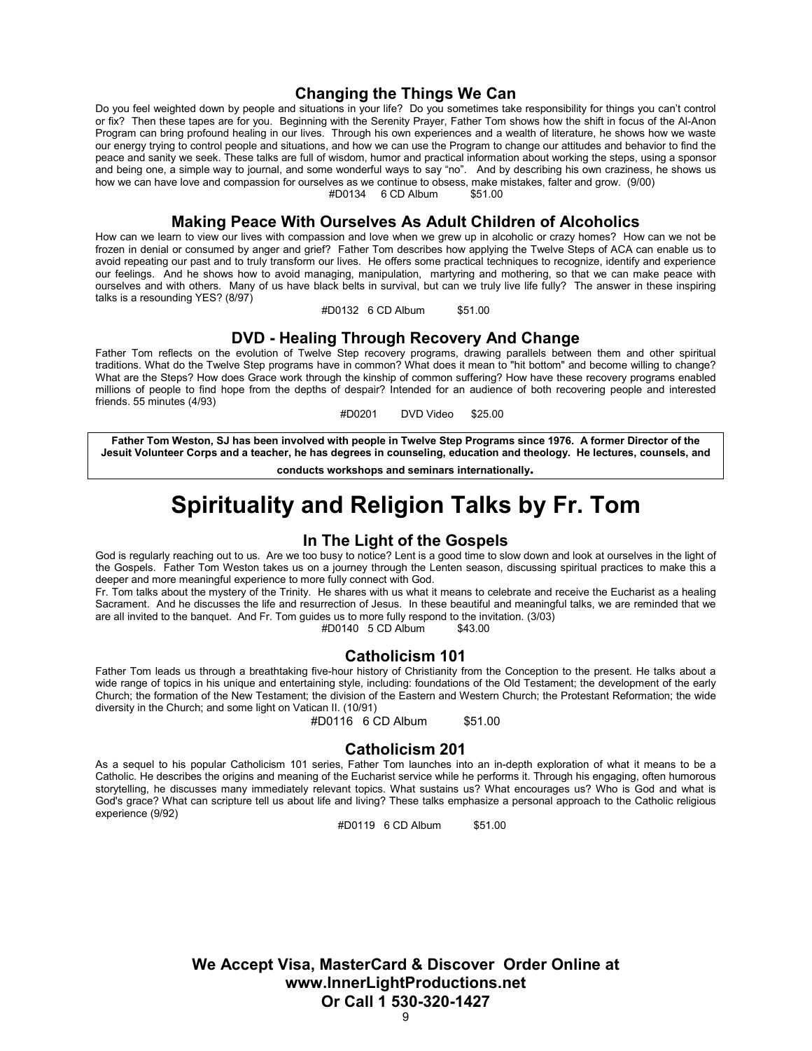## Changing the Things We Can

Do you feel weighted down by people and situations in your life? Do you sometimes take responsibility for things you can't control or fix? Then these tapes are for you. Beginning with the Serenity Prayer, Father Tom shows how the shift in focus of the Al-Anon Program can bring profound healing in our lives. Through his own experiences and a wealth of literature, he shows how we waste our energy trying to control people and situations, and how we can use the Program to change our attitudes and behavior to find the peace and sanity we seek. These talks are full of wisdom, humor and practical information about working the steps, using a sponsor and being one, a simple way to journal, and some wonderful ways to say "no". And by describing his own craziness, he shows us how we can have love and compassion for ourselves as we continue to obsess, make mistakes, falter and grow. (9/00)

#D0134 6 CD Album $51.00

## Making Peace With Ourselves As Adult Children of Alcoholics

How can we learn to view our lives with compassion and love when we grew up in alcoholic or crazy homes? How can we not be frozen in denial or consumed by anger and grief? Father Tom describes how applying the Twelve Steps of ACA can enable us to avoid repeating our past and to truly transform our lives. He offers some practical techniques to recognize, identify and experience our feelings. And he shows how to avoid managing, manipulation, martyring and mothering, so that we can make peace with ourselves and with others. Many of us have black belts in survival, but can we truly live life fully? The answer in these inspiring talks is a resounding YES? (8/97)

#D0132 6 CD Album $51.00

## DVD - Healing Through Recovery And Change

Father Tom reflects on the evolution of Twelve Step recovery programs, drawing parallels between them and other spiritual traditions. What do the Twelve Step programs have in common? What does it mean to "hit bottom" and become willing to change? What are the Steps? How does Grace work through the kinship of common suffering? How have these recovery programs enabled millions of people to find hope from the depths of despair? Intended for an audience of both recovering people and interested friends. 55 minutes (4/93)

#D0201 DVD Video $25.00

**Father Tom Weston, SJ has been involved with people in Twelve Step Programs since 1976. A former Director of the Jesuit Volunteer Corps and a teacher, he has degrees in counseling, education and theology. He lectures, counsels, and conducts workshops and seminars internationally.**

# Spirituality and Religion Talks by Fr. Tom

## In The Light of the Gospels

God is regularly reaching out to us. Are we too busy to notice? Lent is a good time to slow down and look at ourselves in the light of the Gospels. Father Tom Weston takes us on a journey through the Lenten season, discussing spiritual practices to make this a deeper and more meaningful experience to more fully connect with God.

Fr. Tom talks about the mystery of the Trinity. He shares with us what it means to celebrate and receive the Eucharist as a healing Sacrament. And he discusses the life and resurrection of Jesus. In these beautiful and meaningful talks, we are reminded that we are all invited to the banquet. And Fr. Tom guides us to more fully respond to the invitation. (3/03)

#D0140 5 CD Album $43.00

## Catholicism 101

Father Tom leads us through a breathtaking five-hour history of Christianity from the Conception to the present. He talks about a wide range of topics in his unique and entertaining style, including: foundations of the Old Testament; the development of the early Church; the formation of the New Testament; the division of the Eastern and Western Church; the Protestant Reformation; the wide diversity in the Church; and some light on Vatican II. (10/91)

#D0116 6 CD Album $51.00

## Catholicism 201

As a sequel to his popular Catholicism 101 series, Father Tom launches into an in-depth exploration of what it means to be a Catholic. He describes the origins and meaning of the Eucharist service while he performs it. Through his engaging, often humorous storytelling, he discusses many immediately relevant topics. What sustains us? What encourages us? Who is God and what is God's grace? What can scripture tell us about life and living? These talks emphasize a personal approach to the Catholic religious experience (9/92)

#D0119 6 CD Album $51.00

**We Accept Visa, MasterCard & Discover Order Online at www.InnerLightProductions.net Or Call 1 530-320-1427**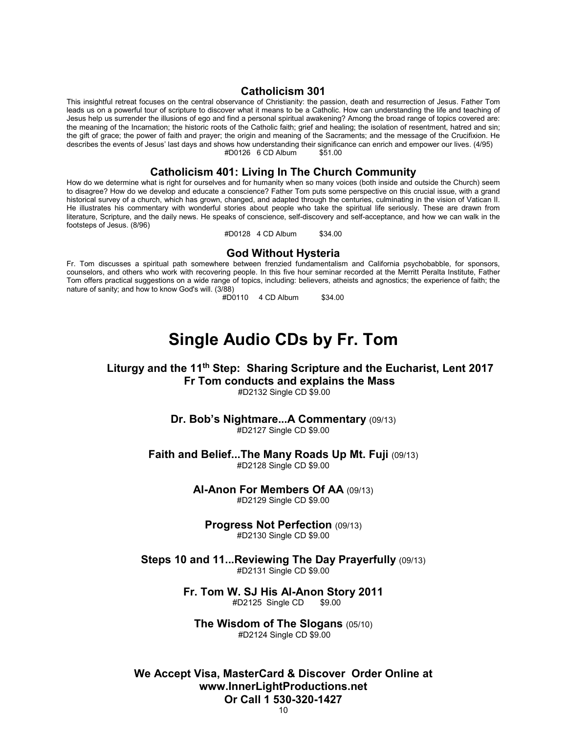## Catholicism 301

This insightful retreat focuses on the central observance of Christianity: the passion, death and resurrection of Jesus. Father Tom leads us on a powerful tour of scripture to discover what it means to be a Catholic. How can understanding the life and teaching of Jesus help us surrender the illusions of ego and find a personal spiritual awakening? Among the broad range of topics covered are: the meaning of the Incarnation; the historic roots of the Catholic faith; grief and healing; the isolation of resentment, hatred and sin; the gift of grace; the power of faith and prayer; the origin and meaning of the Sacraments; and the message of the Crucifixion. He describes the events of Jesus' last days and shows how understanding their significance can enrich and empower our lives. (4/95)

#D0126 6 CD Album $51.00

## Catholicism 401: Living In The Church Community

How do we determine what is right for ourselves and for humanity when so many voices (both inside and outside the Church) seem to disagree? How do we develop and educate a conscience? Father Tom puts some perspective on this crucial issue, with a grand historical survey of a church, which has grown, changed, and adapted through the centuries, culminating in the vision of Vatican II. He illustrates his commentary with wonderful stories about people who take the spiritual life seriously. These are drawn from literature, Scripture, and the daily news. He speaks of conscience, self-discovery and self-acceptance, and how we can walk in the footsteps of Jesus. (8/96)

#D0128 4 CD Album $34.00

## God Without Hysteria

Fr. Tom discusses a spiritual path somewhere between frenzied fundamentalism and California psychobabble, for sponsors, counselors, and others who work with recovering people. In this five hour seminar recorded at the Merritt Peralta Institute, Father Tom offers practical suggestions on a wide range of topics, including: believers, atheists and agnostics; the experience of faith; the nature of sanity; and how to know God's will. (3/88)

#D0110 4 CD Album $34.00

# Single Audio CDs by Fr. Tom

### Liturgy and the 11th Step: Sharing Scripture and the Eucharist, Lent 2017
### Fr Tom conducts and explains the Mass

#D2132 Single CD $9.00

### Dr. Bob's Nightmare...A Commentary (09/13)

#D2127 Single CD $9.00

### Faith and Belief...The Many Roads Up Mt. Fuji (09/13)

#D2128 Single CD $9.00

### Al-Anon For Members Of AA (09/13)

#D2129 Single CD $9.00

### Progress Not Perfection (09/13)

#D2130 Single CD $9.00

### Steps 10 and 11...Reviewing The Day Prayerfully (09/13)

#D2131 Single CD $9.00

### Fr. Tom W. SJ His Al-Anon Story 2011

#D2125 Single CD $9.00

### The Wisdom of The Slogans (05/10)

#D2124 Single CD $9.00

**We Accept Visa, MasterCard & Discover Order Online at www.InnerLightProductions.net Or Call 1 530-320-1427**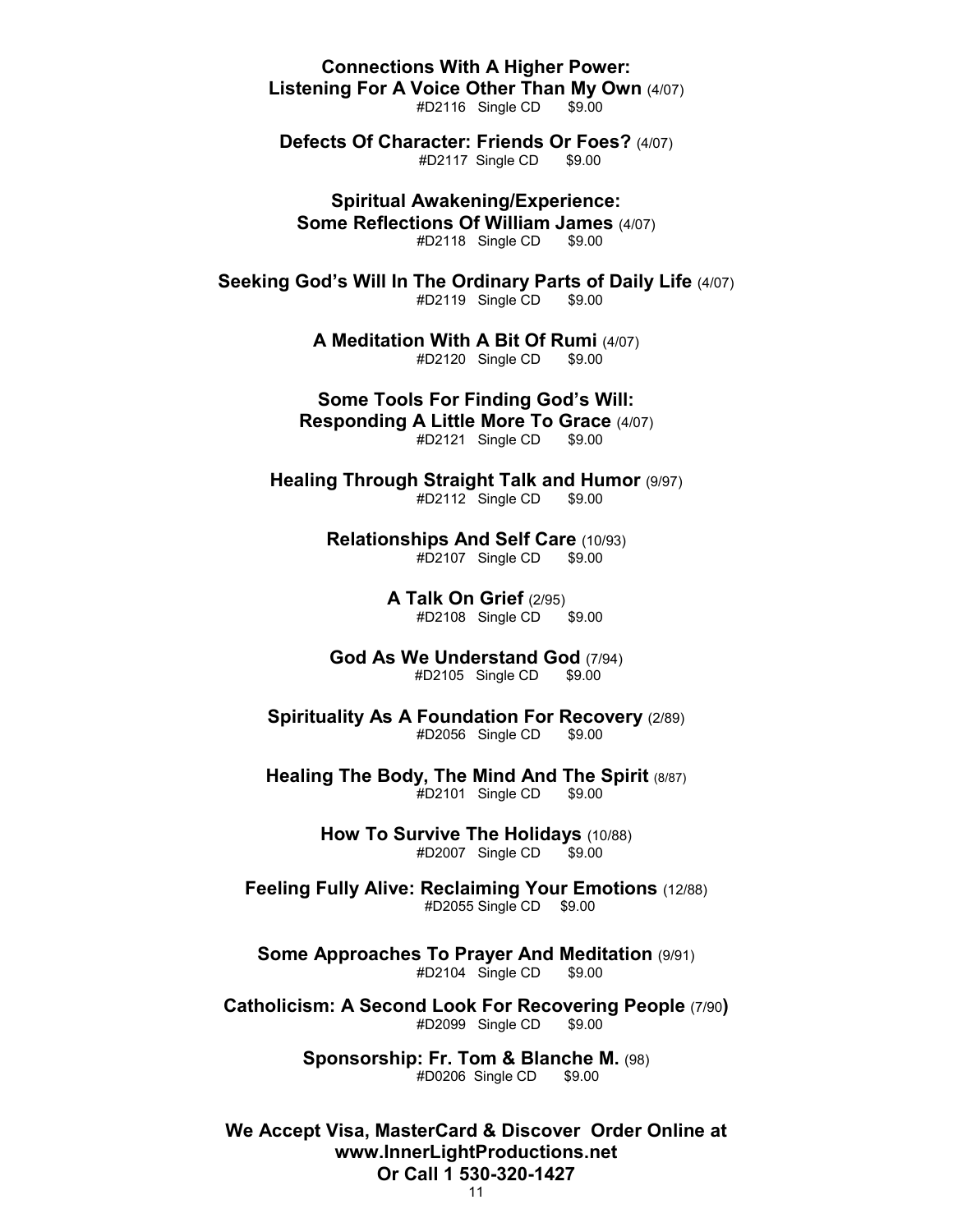**Connections With A Higher Power:**
**Listening For A Voice Other Than My Own** (4/07)
#D2116 Single CD $9.00

**Defects Of Character: Friends Or Foes?** (4/07)
#D2117 Single CD $9.00

**Spiritual Awakening/Experience:**
**Some Reflections Of William James** (4/07)
#D2118 Single CD $9.00

**Seeking God's Will In The Ordinary Parts of Daily Life** (4/07)
#D2119 Single CD $9.00

**A Meditation With A Bit Of Rumi** (4/07)
#D2120 Single CD $9.00

**Some Tools For Finding God's Will:**
**Responding A Little More To Grace** (4/07)
#D2121 Single CD $9.00

**Healing Through Straight Talk and Humor** (9/97)
#D2112 Single CD $9.00

**Relationships And Self Care** (10/93)
#D2107 Single CD $9.00

**A Talk On Grief** (2/95)
#D2108 Single CD $9.00

**God As We Understand God** (7/94)
#D2105 Single CD $9.00

**Spirituality As A Foundation For Recovery** (2/89)
#D2056 Single CD $9.00

**Healing The Body, The Mind And The Spirit** (8/87)
#D2101 Single CD $9.00

**How To Survive The Holidays** (10/88)
#D2007 Single CD $9.00

**Feeling Fully Alive: Reclaiming Your Emotions** (12/88)
#D2055 Single CD $9.00

**Some Approaches To Prayer And Meditation** (9/91)
#D2104 Single CD $9.00

**Catholicism: A Second Look For Recovering People** (7/90**)**
#D2099 Single CD $9.00

**Sponsorship: Fr. Tom & Blanche M.** (98)
#D0206 Single CD $9.00

**We Accept Visa, MasterCard & Discover Order Online at**
**www.InnerLightProductions.net**
**Or Call 1 530-320-1427**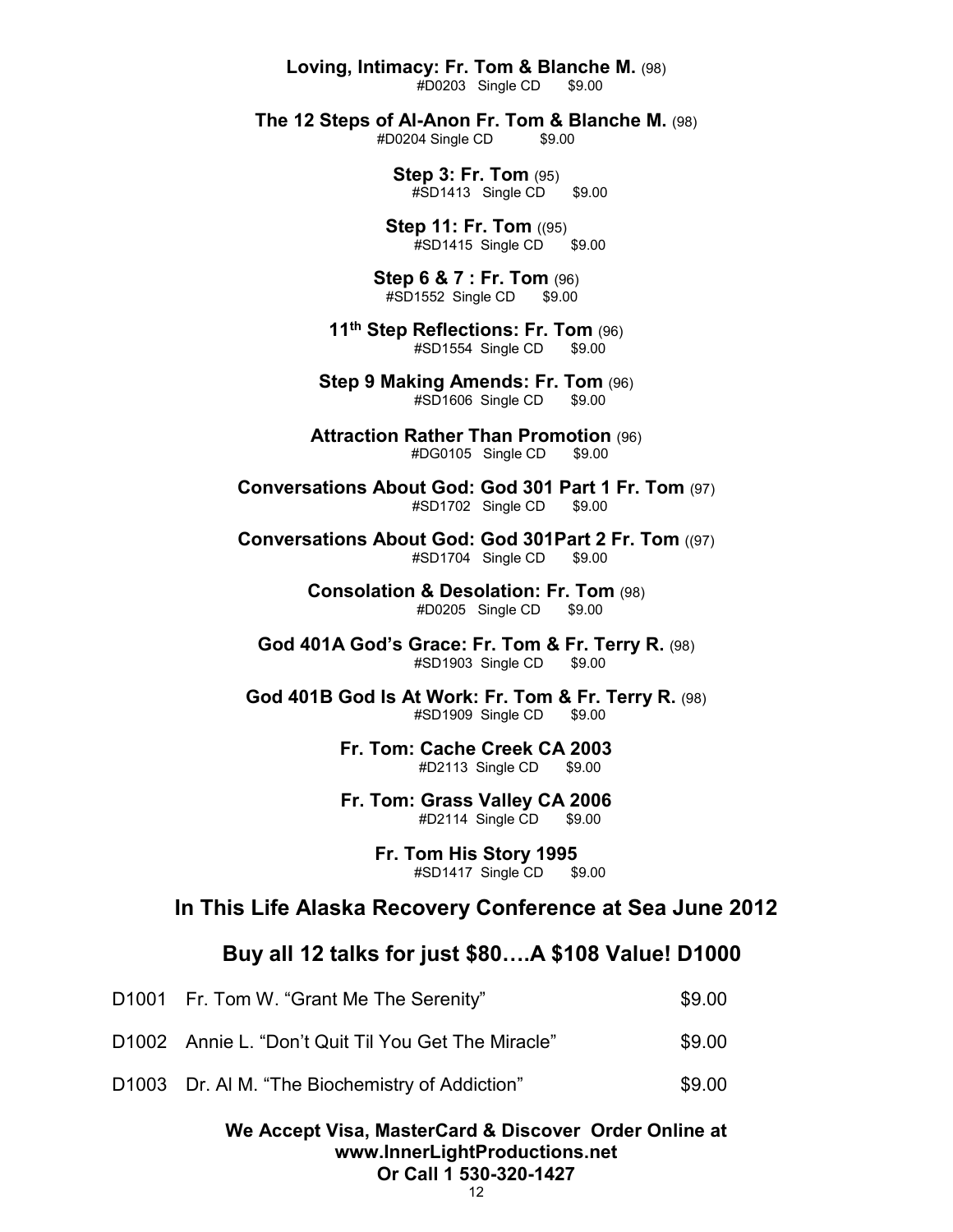**Loving, Intimacy: Fr. Tom & Blanche M.** (98)
#D0203 Single CD $9.00

**The 12 Steps of Al-Anon Fr. Tom & Blanche M.** (98)
#D0204 Single CD $9.00

**Step 3: Fr. Tom** (95)
#SD1413 Single CD $9.00

**Step 11: Fr. Tom** ((95)
#SD1415 Single CD $9.00

**Step 6 & 7 : Fr. Tom** (96)
#SD1552 Single CD $9.00

**11th Step Reflections: Fr. Tom** (96)
#SD1554 Single CD $9.00

**Step 9 Making Amends: Fr. Tom** (96)
#SD1606 Single CD $9.00

**Attraction Rather Than Promotion** (96)
#DG0105 Single CD $9.00

**Conversations About God: God 301 Part 1 Fr. Tom** (97)
#SD1702 Single CD $9.00

**Conversations About God: God 301Part 2 Fr. Tom** ((97)
#SD1704 Single CD $9.00

**Consolation & Desolation: Fr. Tom** (98)
#D0205 Single CD $9.00

**God 401A God's Grace: Fr. Tom & Fr. Terry R.** (98)
#SD1903 Single CD $9.00

**God 401B God Is At Work: Fr. Tom & Fr. Terry R.** (98)
#SD1909 Single CD $9.00

**Fr. Tom: Cache Creek CA 2003**
#D2113 Single CD $9.00

**Fr. Tom: Grass Valley CA 2006**
#D2114 Single CD $9.00

**Fr. Tom His Story 1995**
#SD1417 Single CD $9.00

## In This Life Alaska Recovery Conference at Sea June 2012

## Buy all 12 talks for just $80….A $108 Value! D1000

| | | |
|---|---|---|
| D1001 | Fr. Tom W. "Grant Me The Serenity" | $9.00 |
| D1002 | Annie L. "Don't Quit Til You Get The Miracle" | $9.00 |
| D1003 | Dr. Al M. "The Biochemistry of Addiction" | $9.00 |

**We Accept Visa, MasterCard & Discover Order Online at www.InnerLightProductions.net Or Call 1 530-320-1427**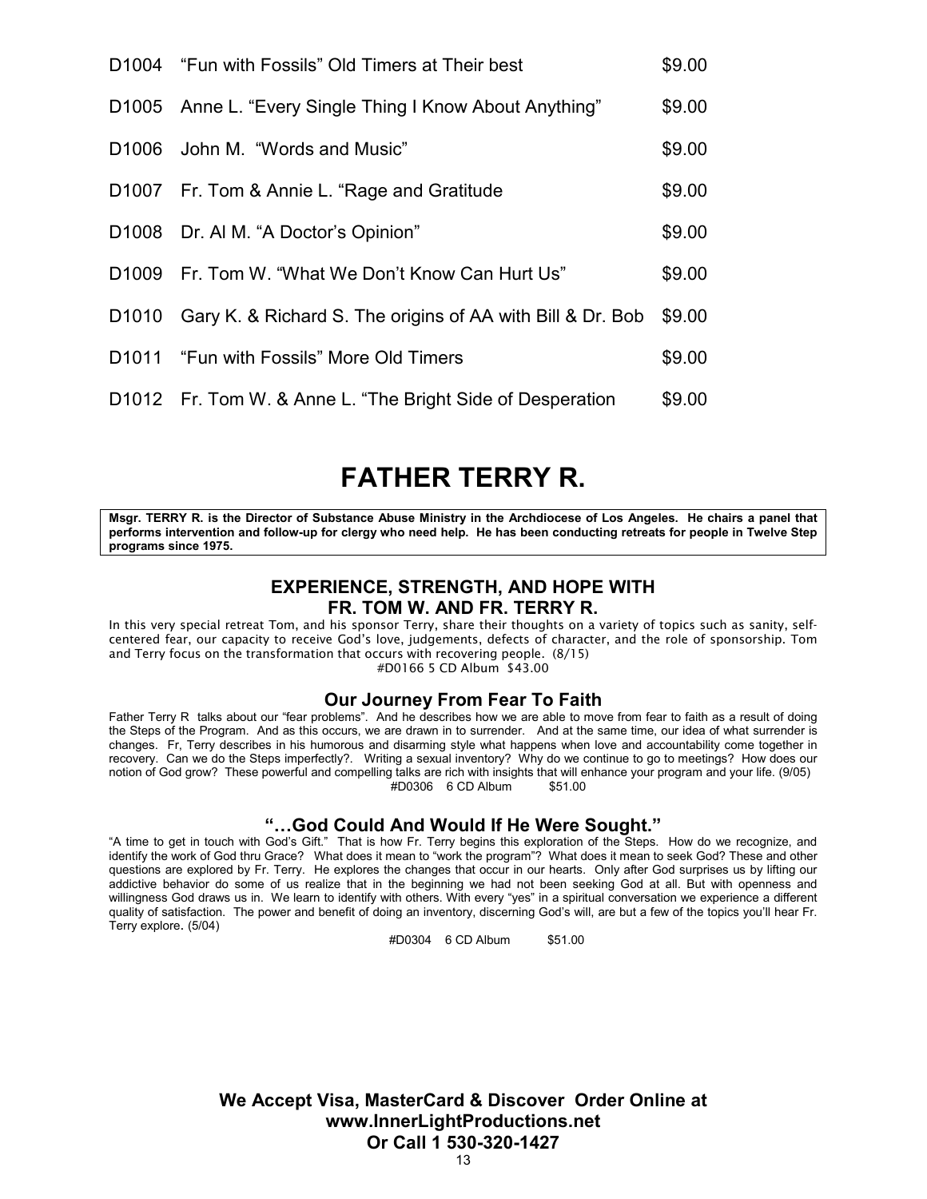| | | |
|---|---|---|
| D1004 | "Fun with Fossils" Old Timers at Their best | $9.00 |
| D1005 | Anne L. "Every Single Thing I Know About Anything" | $9.00 |
| D1006 | John M. "Words and Music" | $9.00 |
| D1007 | Fr. Tom & Annie L. "Rage and Gratitude | $9.00 |
| D1008 | Dr. Al M. "A Doctor's Opinion" | $9.00 |
| D1009 | Fr. Tom W. "What We Don't Know Can Hurt Us" | $9.00 |
| D1010 | Gary K. & Richard S. The origins of AA with Bill & Dr. Bob | $9.00 |
| D1011 | "Fun with Fossils" More Old Timers | $9.00 |
| D1012 | Fr. Tom W. & Anne L. "The Bright Side of Desperation | $9.00 |

# FATHER TERRY R.

**Msgr. TERRY R. is the Director of Substance Abuse Ministry in the Archdiocese of Los Angeles. He chairs a panel that performs intervention and follow-up for clergy who need help. He has been conducting retreats for people in Twelve Step programs since 1975.**

### EXPERIENCE, STRENGTH, AND HOPE WITH FR. TOM W. AND FR. TERRY R.

In this very special retreat Tom, and his sponsor Terry, share their thoughts on a variety of topics such as sanity, self-centered fear, our capacity to receive God's love, judgements, defects of character, and the role of sponsorship. Tom and Terry focus on the transformation that occurs with recovering people. (8/15)

#D0166 5 CD Album $43.00

### Our Journey From Fear To Faith

Father Terry R talks about our "fear problems". And he describes how we are able to move from fear to faith as a result of doing the Steps of the Program. And as this occurs, we are drawn in to surrender. And at the same time, our idea of what surrender is changes. Fr, Terry describes in his humorous and disarming style what happens when love and accountability come together in recovery. Can we do the Steps imperfectly?. Writing a sexual inventory? Why do we continue to go to meetings? How does our notion of God grow? These powerful and compelling talks are rich with insights that will enhance your program and your life. (9/05)

#D0306 6 CD Album $51.00

### "…God Could And Would If He Were Sought."

"A time to get in touch with God's Gift." That is how Fr. Terry begins this exploration of the Steps. How do we recognize, and identify the work of God thru Grace? What does it mean to "work the program"? What does it mean to seek God? These and other questions are explored by Fr. Terry. He explores the changes that occur in our hearts. Only after God surprises us by lifting our addictive behavior do some of us realize that in the beginning we had not been seeking God at all. But with openness and willingness God draws us in. We learn to identify with others. With every "yes" in a spiritual conversation we experience a different quality of satisfaction. The power and benefit of doing an inventory, discerning God's will, are but a few of the topics you'll hear Fr. Terry explore. (5/04)

#D0304 6 CD Album $51.00

**We Accept Visa, MasterCard & Discover Order Online at www.InnerLightProductions.net Or Call 1 530-320-1427**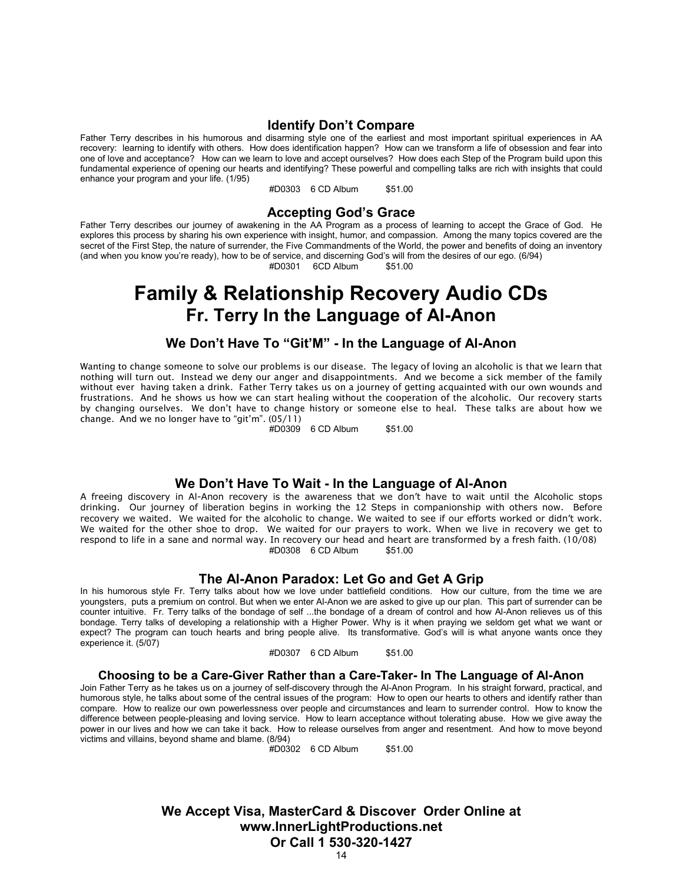### Identify Don't Compare

Father Terry describes in his humorous and disarming style one of the earliest and most important spiritual experiences in AA recovery: learning to identify with others. How does identification happen? How can we transform a life of obsession and fear into one of love and acceptance? How can we learn to love and accept ourselves? How does each Step of the Program build upon this fundamental experience of opening our hearts and identifying? These powerful and compelling talks are rich with insights that could enhance your program and your life. (1/95)

#D0303 6 CD Album $51.00

### Accepting God's Grace

Father Terry describes our journey of awakening in the AA Program as a process of learning to accept the Grace of God. He explores this process by sharing his own experience with insight, humor, and compassion. Among the many topics covered are the secret of the First Step, the nature of surrender, the Five Commandments of the World, the power and benefits of doing an inventory (and when you know you're ready), how to be of service, and discerning God's will from the desires of our ego. (6/94)

#D0301 6CD Album $51.00

# Family & Relationship Recovery Audio CDs

## Fr. Terry In the Language of Al-Anon

### We Don't Have To "Git'M" - In the Language of Al-Anon

Wanting to change someone to solve our problems is our disease. The legacy of loving an alcoholic is that we learn that nothing will turn out. Instead we deny our anger and disappointments. And we become a sick member of the family without ever having taken a drink. Father Terry takes us on a journey of getting acquainted with our own wounds and frustrations. And he shows us how we can start healing without the cooperation of the alcoholic. Our recovery starts by changing ourselves. We don't have to change history or someone else to heal. These talks are about how we change. And we no longer have to "git'm". (05/11)

#D0309 6 CD Album $51.00

### We Don't Have To Wait - In the Language of Al-Anon

A freeing discovery in Al-Anon recovery is the awareness that we don't have to wait until the Alcoholic stops drinking. Our journey of liberation begins in working the 12 Steps in companionship with others now. Before recovery we waited. We waited for the alcoholic to change. We waited to see if our efforts worked or didn't work. We waited for the other shoe to drop. We waited for our prayers to work. When we live in recovery we get to respond to life in a sane and normal way. In recovery our head and heart are transformed by a fresh faith. (10/08)

#D0308 6 CD Album $51.00

### The Al-Anon Paradox: Let Go and Get A Grip

In his humorous style Fr. Terry talks about how we love under battlefield conditions. How our culture, from the time we are youngsters, puts a premium on control. But when we enter Al-Anon we are asked to give up our plan. This part of surrender can be counter intuitive. Fr. Terry talks of the bondage of self ...the bondage of a dream of control and how Al-Anon relieves us of this bondage. Terry talks of developing a relationship with a Higher Power. Why is it when praying we seldom get what we want or expect? The program can touch hearts and bring people alive. Its transformative. God's will is what anyone wants once they experience it. (5/07)

#D0307 6 CD Album $51.00

### Choosing to be a Care-Giver Rather than a Care-Taker- In The Language of Al-Anon

Join Father Terry as he takes us on a journey of self-discovery through the Al-Anon Program. In his straight forward, practical, and humorous style, he talks about some of the central issues of the program: How to open our hearts to others and identify rather than compare. How to realize our own powerlessness over people and circumstances and learn to surrender control. How to know the difference between people-pleasing and loving service. How to learn acceptance without tolerating abuse. How we give away the power in our lives and how we can take it back. How to release ourselves from anger and resentment. And how to move beyond victims and villains, beyond shame and blame. (8/94)

#D0302 6 CD Album $51.00

**We Accept Visa, MasterCard & Discover Order Online at www.InnerLightProductions.net Or Call 1 530-320-1427**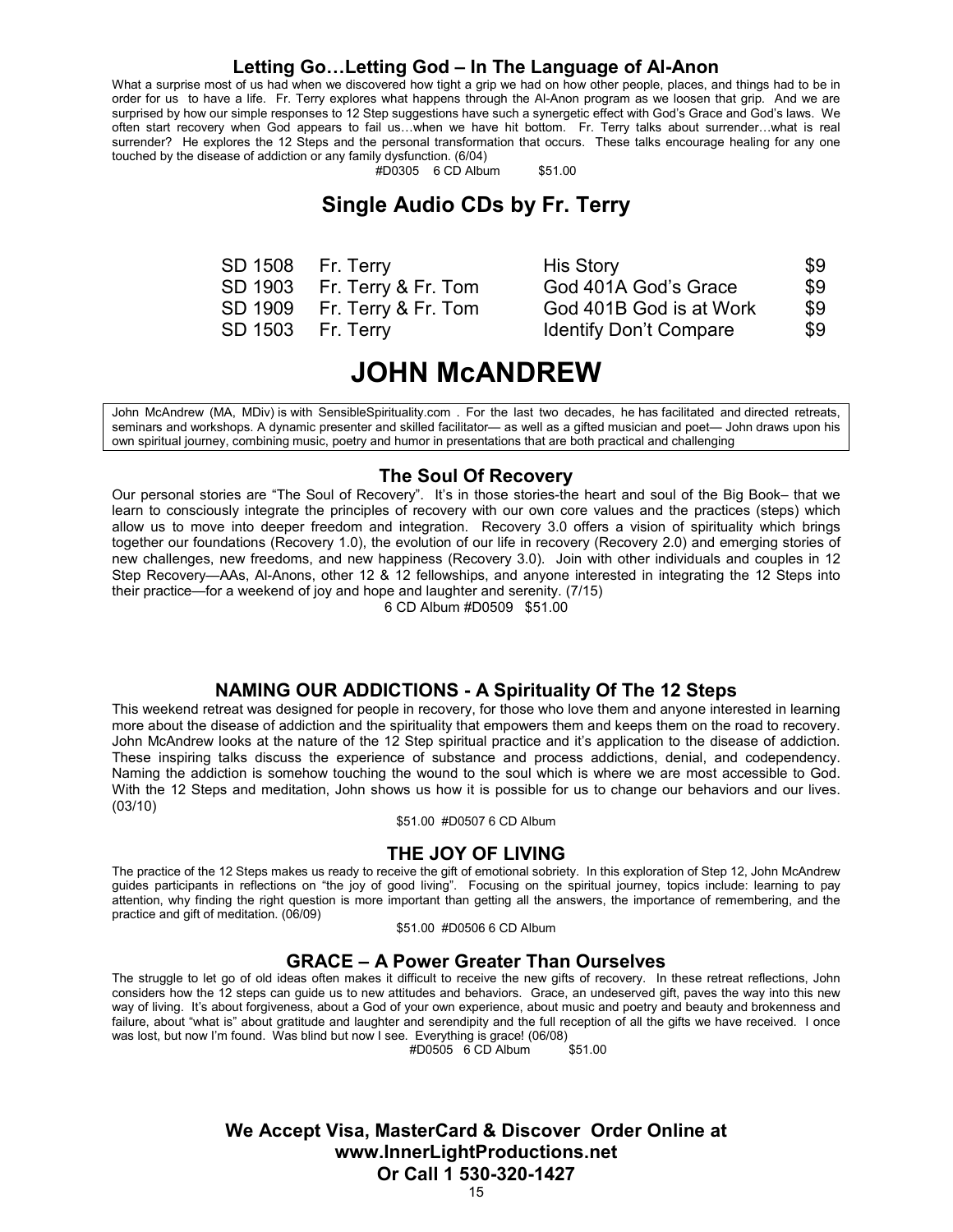### Letting Go…Letting God – In The Language of Al-Anon

What a surprise most of us had when we discovered how tight a grip we had on how other people, places, and things had to be in order for us to have a life. Fr. Terry explores what happens through the Al-Anon program as we loosen that grip. And we are surprised by how our simple responses to 12 Step suggestions have such a synergetic effect with God's Grace and God's laws. We often start recovery when God appears to fail us…when we have hit bottom. Fr. Terry talks about surrender…what is real surrender? He explores the 12 Steps and the personal transformation that occurs. These talks encourage healing for any one touched by the disease of addiction or any family dysfunction. (6/04)

#D0305 6 CD Album $51.00

## Single Audio CDs by Fr. Terry

| | | | |
|---|---|---|---|
| SD 1508 | Fr. Terry | His Story | $9 |
| SD 1903 | Fr. Terry & Fr. Tom | God 401A God's Grace | $9 |
| SD 1909 | Fr. Terry & Fr. Tom | God 401B God is at Work | $9 |
| SD 1503 | Fr. Terry | Identify Don't Compare | $9 |

# JOHN McANDREW

John McAndrew (MA, MDiv) is with SensibleSpirituality.com . For the last two decades, he has facilitated and directed retreats, seminars and workshops. A dynamic presenter and skilled facilitator— as well as a gifted musician and poet— John draws upon his own spiritual journey, combining music, poetry and humor in presentations that are both practical and challenging

### The Soul Of Recovery

Our personal stories are "The Soul of Recovery". It's in those stories-the heart and soul of the Big Book– that we learn to consciously integrate the principles of recovery with our own core values and the practices (steps) which allow us to move into deeper freedom and integration. Recovery 3.0 offers a vision of spirituality which brings together our foundations (Recovery 1.0), the evolution of our life in recovery (Recovery 2.0) and emerging stories of new challenges, new freedoms, and new happiness (Recovery 3.0). Join with other individuals and couples in 12 Step Recovery—AAs, Al-Anons, other 12 & 12 fellowships, and anyone interested in integrating the 12 Steps into their practice—for a weekend of joy and hope and laughter and serenity. (7/15)

6 CD Album #D0509 $51.00

### NAMING OUR ADDICTIONS - A Spirituality Of The 12 Steps

This weekend retreat was designed for people in recovery, for those who love them and anyone interested in learning more about the disease of addiction and the spirituality that empowers them and keeps them on the road to recovery. John McAndrew looks at the nature of the 12 Step spiritual practice and it's application to the disease of addiction. These inspiring talks discuss the experience of substance and process addictions, denial, and codependency. Naming the addiction is somehow touching the wound to the soul which is where we are most accessible to God. With the 12 Steps and meditation, John shows us how it is possible for us to change our behaviors and our lives. (03/10)

$51.00 #D0507 6 CD Album

### THE JOY OF LIVING

The practice of the 12 Steps makes us ready to receive the gift of emotional sobriety. In this exploration of Step 12, John McAndrew guides participants in reflections on "the joy of good living". Focusing on the spiritual journey, topics include: learning to pay attention, why finding the right question is more important than getting all the answers, the importance of remembering, and the practice and gift of meditation. (06/09)

$51.00 #D0506 6 CD Album

### GRACE – A Power Greater Than Ourselves

The struggle to let go of old ideas often makes it difficult to receive the new gifts of recovery. In these retreat reflections, John considers how the 12 steps can guide us to new attitudes and behaviors. Grace, an undeserved gift, paves the way into this new way of living. It's about forgiveness, about a God of your own experience, about music and poetry and beauty and brokenness and failure, about "what is" about gratitude and laughter and serendipity and the full reception of all the gifts we have received. I once was lost, but now I'm found. Was blind but now I see. Everything is grace! (06/08)

#D0505 6 CD Album $51.00

**We Accept Visa, MasterCard & Discover Order Online at www.InnerLightProductions.net Or Call 1 530-320-1427**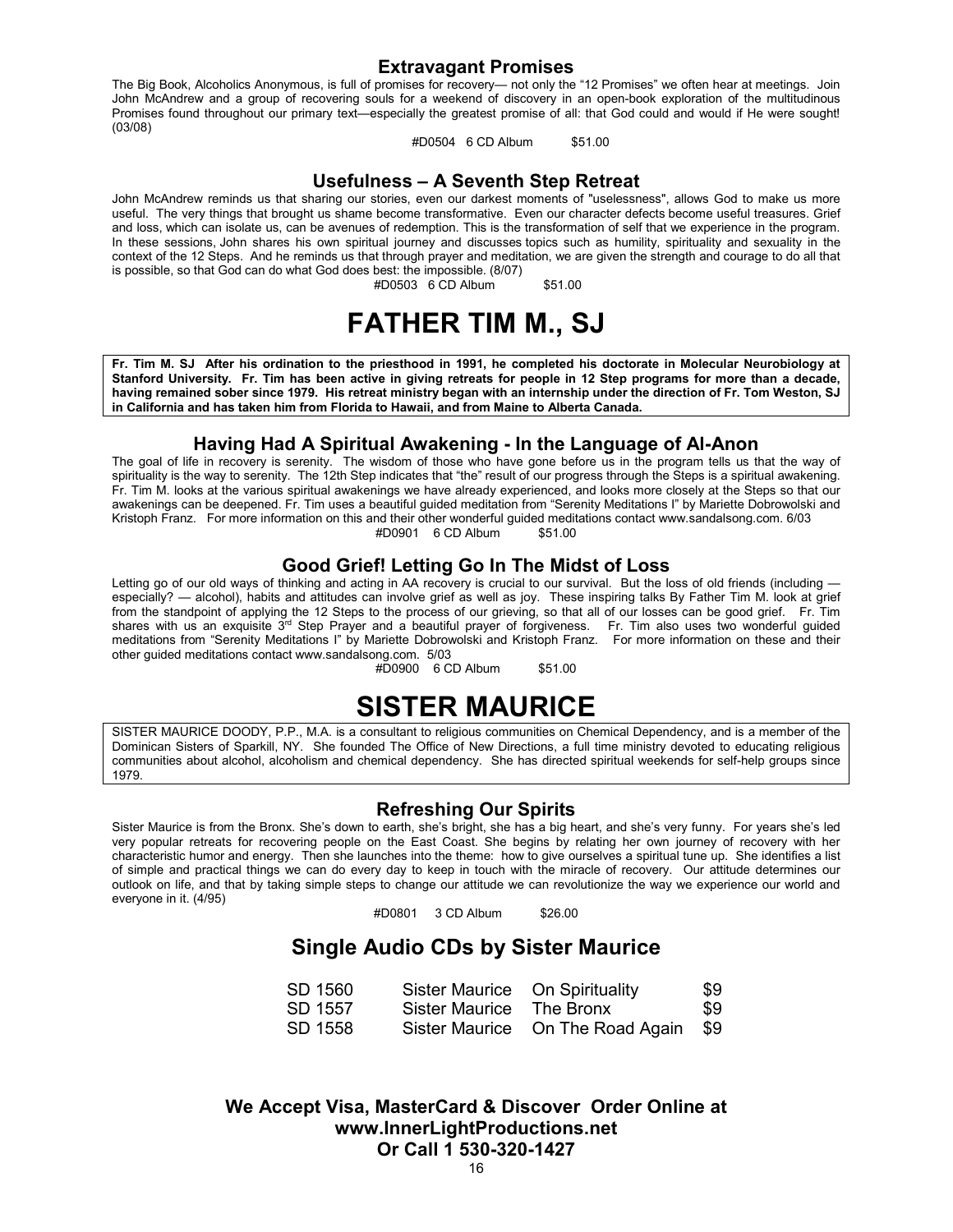### Extravagant Promises

The Big Book, Alcoholics Anonymous, is full of promises for recovery— not only the "12 Promises" we often hear at meetings. Join John McAndrew and a group of recovering souls for a weekend of discovery in an open-book exploration of the multitudinous Promises found throughout our primary text—especially the greatest promise of all: that God could and would if He were sought! (03/08)

#D0504 6 CD Album $51.00

### Usefulness – A Seventh Step Retreat

John McAndrew reminds us that sharing our stories, even our darkest moments of "uselessness", allows God to make us more useful. The very things that brought us shame become transformative. Even our character defects become useful treasures. Grief and loss, which can isolate us, can be avenues of redemption. This is the transformation of self that we experience in the program. In these sessions, John shares his own spiritual journey and discusses topics such as humility, spirituality and sexuality in the context of the 12 Steps. And he reminds us that through prayer and meditation, we are given the strength and courage to do all that is possible, so that God can do what God does best: the impossible. (8/07)

#D0503 6 CD Album $51.00

# FATHER TIM M., SJ

**Fr. Tim M. SJ After his ordination to the priesthood in 1991, he completed his doctorate in Molecular Neurobiology at Stanford University. Fr. Tim has been active in giving retreats for people in 12 Step programs for more than a decade, having remained sober since 1979. His retreat ministry began with an internship under the direction of Fr. Tom Weston, SJ in California and has taken him from Florida to Hawaii, and from Maine to Alberta Canada.**

### Having Had A Spiritual Awakening - In the Language of Al-Anon

The goal of life in recovery is serenity. The wisdom of those who have gone before us in the program tells us that the way of spirituality is the way to serenity. The 12th Step indicates that "the" result of our progress through the Steps is a spiritual awakening. Fr. Tim M. looks at the various spiritual awakenings we have already experienced, and looks more closely at the Steps so that our awakenings can be deepened. Fr. Tim uses a beautiful guided meditation from "Serenity Meditations I" by Mariette Dobrowolski and Kristoph Franz. For more information on this and their other wonderful guided meditations contact www.sandalsong.com. 6/03

#D0901 6 CD Album $51.00

### Good Grief! Letting Go In The Midst of Loss

Letting go of our old ways of thinking and acting in AA recovery is crucial to our survival. But the loss of old friends (including — especially? — alcohol), habits and attitudes can involve grief as well as joy. These inspiring talks By Father Tim M. look at grief from the standpoint of applying the 12 Steps to the process of our grieving, so that all of our losses can be good grief. Fr. Tim shares with us an exquisite 3rd Step Prayer and a beautiful prayer of forgiveness. Fr. Tim also uses two wonderful guided meditations from "Serenity Meditations I" by Mariette Dobrowolski and Kristoph Franz. For more information on these and their other guided meditations contact www.sandalsong.com. 5/03

#D0900 6 CD Album $51.00

# SISTER MAURICE

SISTER MAURICE DOODY, P.P., M.A. is a consultant to religious communities on Chemical Dependency, and is a member of the Dominican Sisters of Sparkill, NY. She founded The Office of New Directions, a full time ministry devoted to educating religious communities about alcohol, alcoholism and chemical dependency. She has directed spiritual weekends for self-help groups since 1979.

### Refreshing Our Spirits

Sister Maurice is from the Bronx. She's down to earth, she's bright, she has a big heart, and she's very funny. For years she's led very popular retreats for recovering people on the East Coast. She begins by relating her own journey of recovery with her characteristic humor and energy. Then she launches into the theme: how to give ourselves a spiritual tune up. She identifies a list of simple and practical things we can do every day to keep in touch with the miracle of recovery. Our attitude determines our outlook on life, and that by taking simple steps to change our attitude we can revolutionize the way we experience our world and everyone in it. (4/95)

#D0801 3 CD Album $26.00

## Single Audio CDs by Sister Maurice

| | | | |
|---|---|---|---|
| SD 1560 | Sister Maurice | On Spirituality | $9 |
| SD 1557 | Sister Maurice | The Bronx | $9 |
| SD 1558 | Sister Maurice | On The Road Again | $9 |

**We Accept Visa, MasterCard & Discover Order Online at www.InnerLightProductions.net Or Call 1 530-320-1427**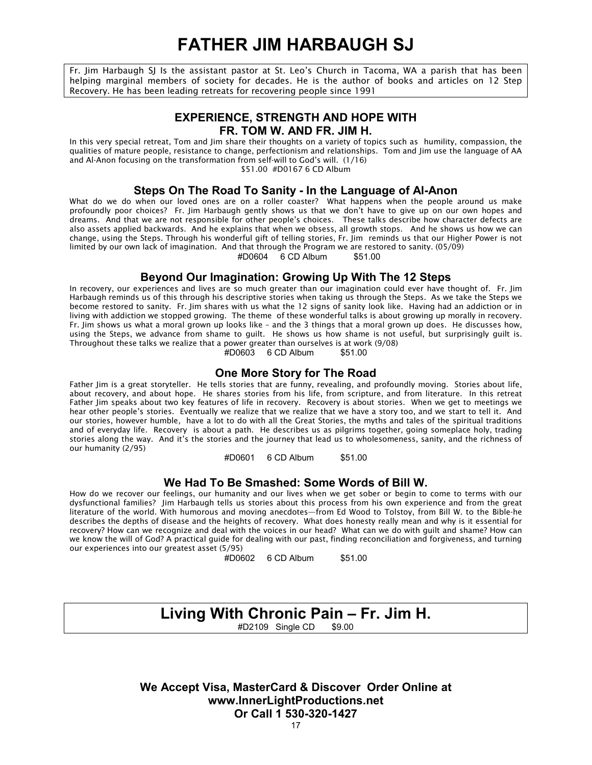# FATHER JIM HARBAUGH SJ

Fr. Jim Harbaugh SJ Is the assistant pastor at St. Leo's Church in Tacoma, WA a parish that has been helping marginal members of society for decades. He is the author of books and articles on 12 Step Recovery. He has been leading retreats for recovering people since 1991

## EXPERIENCE, STRENGTH AND HOPE WITH FR. TOM W. AND FR. JIM H.

In this very special retreat, Tom and Jim share their thoughts on a variety of topics such as humility, compassion, the qualities of mature people, resistance to change, perfectionism and relationships. Tom and Jim use the language of AA and Al-Anon focusing on the transformation from self-will to God's will. (1/16)

$51.00 #D0167 6 CD Album

## Steps On The Road To Sanity - In the Language of Al-Anon

What do we do when our loved ones are on a roller coaster? What happens when the people around us make profoundly poor choices? Fr. Jim Harbaugh gently shows us that we don't have to give up on our own hopes and dreams. And that we are not responsible for other people's choices. These talks describe how character defects are also assets applied backwards. And he explains that when we obsess, all growth stops. And he shows us how we can change, using the Steps. Through his wonderful gift of telling stories, Fr. Jim reminds us that our Higher Power is not limited by our own lack of imagination. And that through the Program we are restored to sanity. (05/09)

#D0604 6 CD Album $51.00

## Beyond Our Imagination: Growing Up With The 12 Steps

In recovery, our experiences and lives are so much greater than our imagination could ever have thought of. Fr. Jim Harbaugh reminds us of this through his descriptive stories when taking us through the Steps. As we take the Steps we become restored to sanity. Fr. Jim shares with us what the 12 signs of sanity look like. Having had an addiction or in living with addiction we stopped growing. The theme of these wonderful talks is about growing up morally in recovery. Fr. Jim shows us what a moral grown up looks like – and the 3 things that a moral grown up does. He discusses how, using the Steps, we advance from shame to guilt. He shows us how shame is not useful, but surprisingly guilt is. Throughout these talks we realize that a power greater than ourselves is at work (9/08)

#D0603 6 CD Album $51.00

## One More Story for The Road

Father Jim is a great storyteller. He tells stories that are funny, revealing, and profoundly moving. Stories about life, about recovery, and about hope. He shares stories from his life, from scripture, and from literature. In this retreat Father Jim speaks about two key features of life in recovery. Recovery is about stories. When we get to meetings we hear other people's stories. Eventually we realize that we realize that we have a story too, and we start to tell it. And our stories, however humble, have a lot to do with all the Great Stories, the myths and tales of the spiritual traditions and of everyday life. Recovery is about a path. He describes us as pilgrims together, going someplace holy, trading stories along the way. And it's the stories and the journey that lead us to wholesomeness, sanity, and the richness of our humanity (2/95)

#D0601 6 CD Album $51.00

## We Had To Be Smashed: Some Words of Bill W.

How do we recover our feelings, our humanity and our lives when we get sober or begin to come to terms with our dysfunctional families? Jim Harbaugh tells us stories about this process from his own experience and from the great literature of the world. With humorous and moving anecdotes—from Ed Wood to Tolstoy, from Bill W. to the Bible-he describes the depths of disease and the heights of recovery. What does honesty really mean and why is it essential for recovery? How can we recognize and deal with the voices in our head? What can we do with guilt and shame? How can we know the will of God? A practical guide for dealing with our past, finding reconciliation and forgiveness, and turning our experiences into our greatest asset (5/95)

#D0602 6 CD Album $51.00

## Living With Chronic Pain – Fr. Jim H.

#D2109 Single CD $9.00

**We Accept Visa, MasterCard & Discover Order Online at www.InnerLightProductions.net Or Call 1 530-320-1427**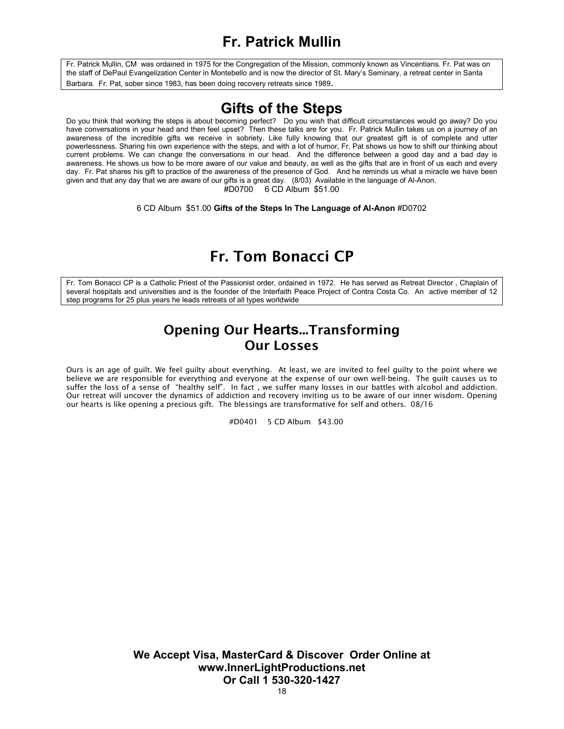# Fr. Patrick Mullin

Fr. Patrick Mullin, CM was ordained in 1975 for the Congregation of the Mission, commonly known as Vincentians. Fr. Pat was on the staff of DePaul Evangelization Center in Montebello and is now the director of St. Mary's Seminary, a retreat center in Santa Barbara. Fr. Pat, sober since 1983, has been doing recovery retreats since 1989.

## Gifts of the Steps

Do you think that working the steps is about becoming perfect? Do you wish that difficult circumstances would go away? Do you have conversations in your head and then feel upset? Then these talks are for you. Fr. Patrick Mullin takes us on a journey of an awareness of the incredible gifts we receive in sobriety. Like fully knowing that our greatest gift is of complete and utter powerlessness. Sharing his own experience with the steps, and with a lot of humor, Fr. Pat shows us how to shift our thinking about current problems. We can change the conversations in our head. And the difference between a good day and a bad day is awareness. He shows us how to be more aware of our value and beauty, as well as the gifts that are in front of us each and every day. Fr. Pat shares his gift to practice of the awareness of the presence of God. And he reminds us what a miracle we have been given and that any day that we are aware of our gifts is a great day. (8/03) Available in the language of Al-Anon.

#D0700 6 CD Album $51.00

6 CD Album $51.00 **Gifts of the Steps In The Language of Al-Anon** #D0702

# Fr. Tom Bonacci CP

Fr. Tom Bonacci CP is a Catholic Priest of the Passionist order, ordained in 1972. He has served as Retreat Director , Chaplain of several hospitals and universities and is the founder of the Interfaith Peace Project of Contra Costa Co. An active member of 12 step programs for 25 plus years he leads retreats of all types worldwide

## Opening Our Hearts...Transforming Our Losses

Ours is an age of guilt. We feel guilty about everything. At least, we are invited to feel guilty to the point where we believe we are responsible for everything and everyone at the expense of our own well-being. The guilt causes us to suffer the loss of a sense of "healthy self". In fact , we suffer many losses in our battles with alcohol and addiction. Our retreat will uncover the dynamics of addiction and recovery inviting us to be aware of our inner wisdom. Opening our hearts is like opening a precious gift. The blessings are transformative for self and others. 08/16

#D0401 5 CD Album $43.00

**We Accept Visa, MasterCard & Discover Order Online at www.InnerLightProductions.net Or Call 1 530-320-1427**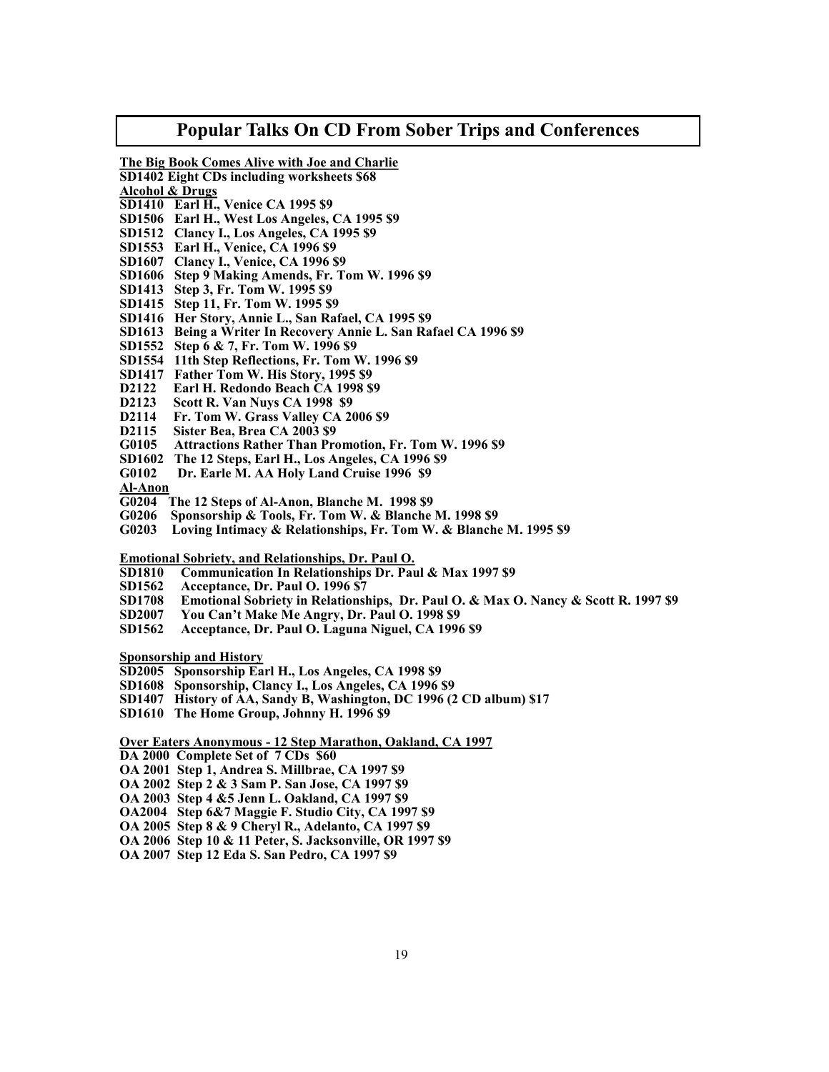## Popular Talks On CD From Sober Trips and Conferences

**The Big Book Comes Alive with Joe and Charlie**

**SD1402 Eight CDs including worksheets $68**

**Alcohol & Drugs**

**SD1410 Earl H., Venice CA 1995 $9**
**SD1506 Earl H., West Los Angeles, CA 1995 $9**
**SD1512 Clancy I., Los Angeles, CA 1995 $9**
**SD1553 Earl H., Venice, CA 1996 $9**
**SD1607 Clancy I., Venice, CA 1996 $9**
**SD1606 Step 9 Making Amends, Fr. Tom W. 1996 $9**
**SD1413 Step 3, Fr. Tom W. 1995 $9**
**SD1415 Step 11, Fr. Tom W. 1995 $9**
**SD1416 Her Story, Annie L., San Rafael, CA 1995 $9**
**SD1613 Being a Writer In Recovery Annie L. San Rafael CA 1996 $9**
**SD1552 Step 6 & 7, Fr. Tom W. 1996 $9**
**SD1554 11th Step Reflections, Fr. Tom W. 1996 $9**
**SD1417 Father Tom W. His Story, 1995 $9**
**D2122 Earl H. Redondo Beach CA 1998 $9**
**D2123 Scott R. Van Nuys CA 1998 $9**
**D2114 Fr. Tom W. Grass Valley CA 2006 $9**
**D2115 Sister Bea, Brea CA 2003 $9**
**G0105 Attractions Rather Than Promotion, Fr. Tom W. 1996 $9**
**SD1602 The 12 Steps, Earl H., Los Angeles, CA 1996 $9**
**G0102 Dr. Earle M. AA Holy Land Cruise 1996 $9**

**Al-Anon**

**G0204 The 12 Steps of Al-Anon, Blanche M. 1998 $9**
**G0206 Sponsorship & Tools, Fr. Tom W. & Blanche M. 1998 $9**
**G0203 Loving Intimacy & Relationships, Fr. Tom W. & Blanche M. 1995 $9**

**Emotional Sobriety, and Relationships, Dr. Paul O.**

**SD1810 Communication In Relationships Dr. Paul & Max 1997 $9**
**SD1562 Acceptance, Dr. Paul O. 1996 $7**
**SD1708 Emotional Sobriety in Relationships, Dr. Paul O. & Max O. Nancy & Scott R. 1997 $9**
**SD2007 You Can't Make Me Angry, Dr. Paul O. 1998 $9**
**SD1562 Acceptance, Dr. Paul O. Laguna Niguel, CA 1996 $9**

**Sponsorship and History**

**SD2005 Sponsorship Earl H., Los Angeles, CA 1998 $9**
**SD1608 Sponsorship, Clancy I., Los Angeles, CA 1996 $9**
**SD1407 History of AA, Sandy B, Washington, DC 1996 (2 CD album) $17**
**SD1610 The Home Group, Johnny H. 1996 $9**

**Over Eaters Anonymous - 12 Step Marathon, Oakland, CA 1997**

**DA 2000 Complete Set of 7 CDs $60**
**OA 2001 Step 1, Andrea S. Millbrae, CA 1997 $9**
**OA 2002 Step 2 & 3 Sam P. San Jose, CA 1997 $9**
**OA 2003 Step 4 &5 Jenn L. Oakland, CA 1997 $9**
**OA2004 Step 6&7 Maggie F. Studio City, CA 1997 $9**
**OA 2005 Step 8 & 9 Cheryl R., Adelanto, CA 1997 $9**
**OA 2006 Step 10 & 11 Peter, S. Jacksonville, OR 1997 $9**
**OA 2007 Step 12 Eda S. San Pedro, CA 1997 $9**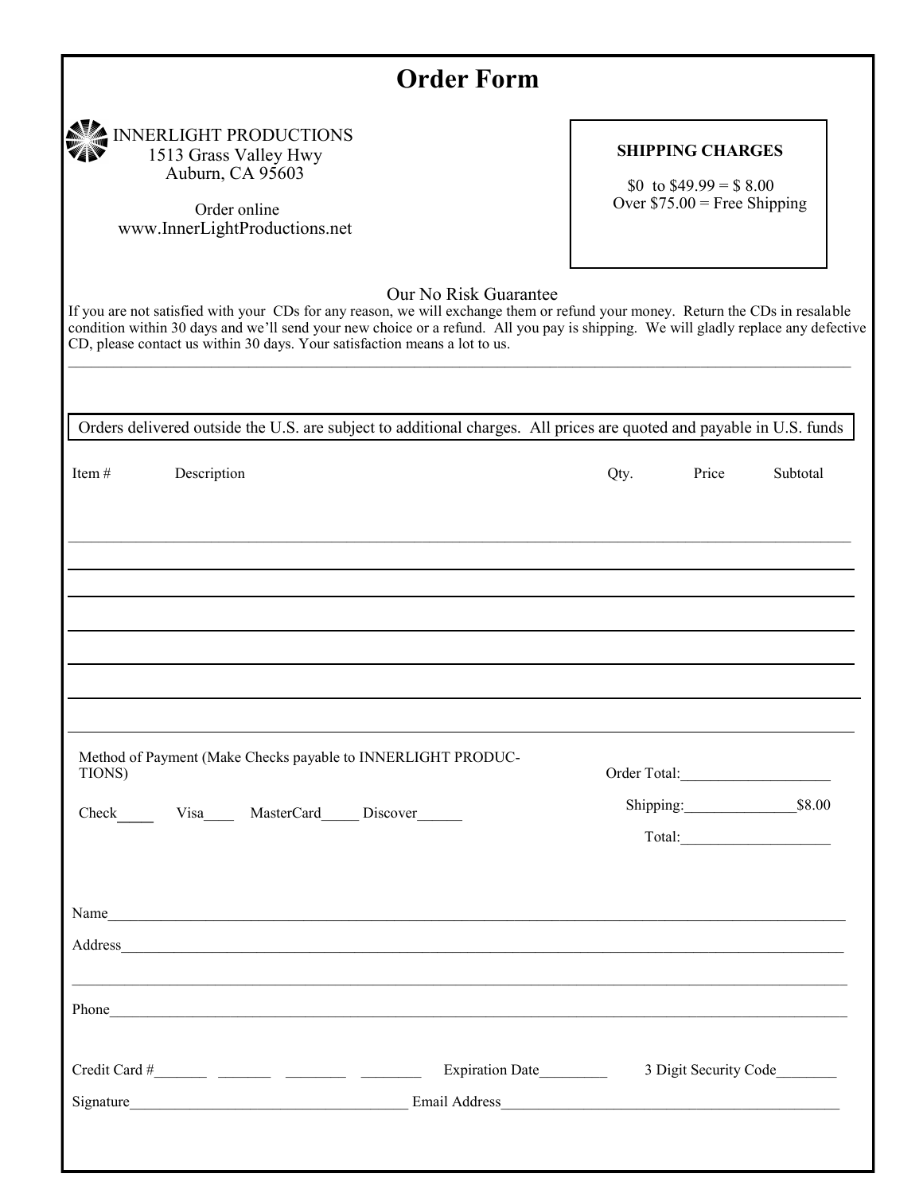# Order Form

INNERLIGHT PRODUCTIONS
1513 Grass Valley Hwy
Auburn, CA 95603

Order online
www.InnerLightProductions.net

**SHIPPING CHARGES**

$0 to $49.99 = $ 8.00
Over $75.00 = Free Shipping

Our No Risk Guarantee

If you are not satisfied with your CDs for any reason, we will exchange them or refund your money. Return the CDs in resalable condition within 30 days and we'll send your new choice or a refund. All you pay is shipping. We will gladly replace any defective CD, please contact us within 30 days. Your satisfaction means a lot to us.

Orders delivered outside the U.S. are subject to additional charges. All prices are quoted and payable in U.S. funds

| Item # | Description | Qty. | Price | Subtotal |
|---|---|---|---|---|
| | | | | |
| | | | | |
| | | | | |
| | | | | |
| | | | | |
| | | | | |

Method of Payment (Make Checks payable to INNERLIGHT PRODUCTIONS)

Check\_\_\_\_ Visa\_\_\_\_ MasterCard\_\_\_\_\_ Discover\_\_\_\_\_\_

Order Total:\_\_\_\_\_\_\_\_\_\_\_\_\_\_\_\_\_\_\_\_

Shipping:\_\_\_\_\_\_\_\_\_\_\_\_\_\_\_$8.00

Total:\_\_\_\_\_\_\_\_\_\_\_\_\_\_\_\_\_\_\_\_

Name\_\_\_\_\_\_\_\_\_\_\_\_\_\_\_\_\_\_\_\_\_\_\_\_\_\_\_\_\_\_\_\_\_\_\_\_\_\_\_\_

Address\_\_\_\_\_\_\_\_\_\_\_\_\_\_\_\_\_\_\_\_\_\_\_\_\_\_\_\_\_\_\_\_\_\_\_\_\_\_

\_\_\_\_\_\_\_\_\_\_\_\_\_\_\_\_\_\_\_\_\_\_\_\_\_\_\_\_\_\_\_\_\_\_\_\_\_\_\_\_\_\_\_\_\_\_

Phone\_\_\_\_\_\_\_\_\_\_\_\_\_\_\_\_\_\_\_\_\_\_\_\_\_\_\_\_\_\_\_\_\_\_\_\_\_\_\_\_

Credit Card #\_\_\_\_\_\_\_ \_\_\_\_\_\_\_ \_\_\_\_\_\_\_\_ \_\_\_\_\_\_\_\_ Expiration Date\_\_\_\_\_\_\_\_\_ 3 Digit Security Code\_\_\_\_\_\_\_\_

Signature\_\_\_\_\_\_\_\_\_\_\_\_\_\_\_\_\_\_\_\_\_\_\_\_\_\_\_\_\_\_\_\_\_\_\_\_ Email Address\_\_\_\_\_\_\_\_\_\_\_\_\_\_\_\_\_\_\_\_\_\_\_\_\_\_\_\_\_\_\_\_\_\_\_\_\_\_\_\_\_\_\_\_